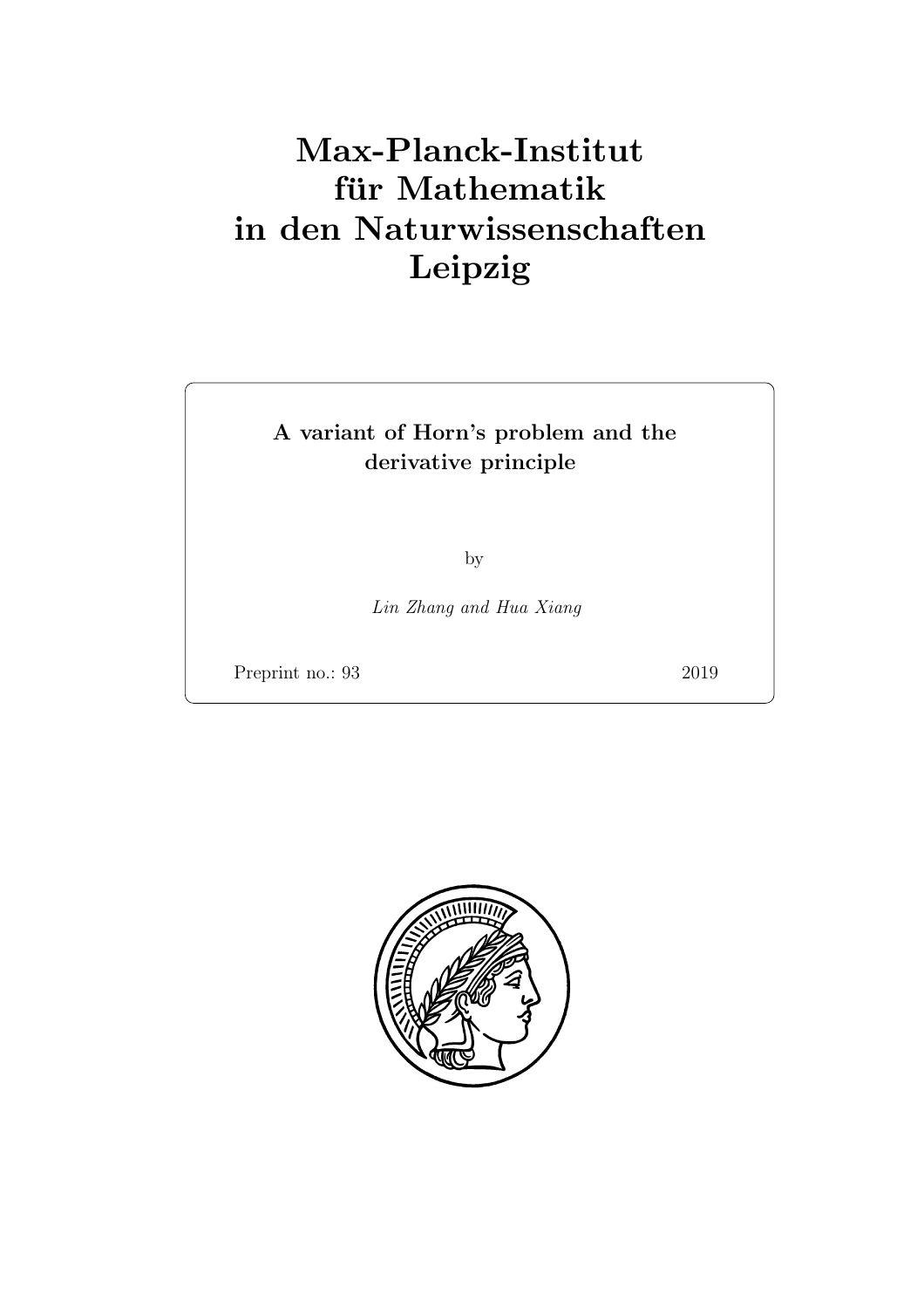# Max-Planck-Institut für Mathematik in den Naturwissenschaften Leipzig

**A variant of Horn's problem and the derivative principle**

by

*Lin Zhang and Hua Xiang*

Preprint no.: 93 2019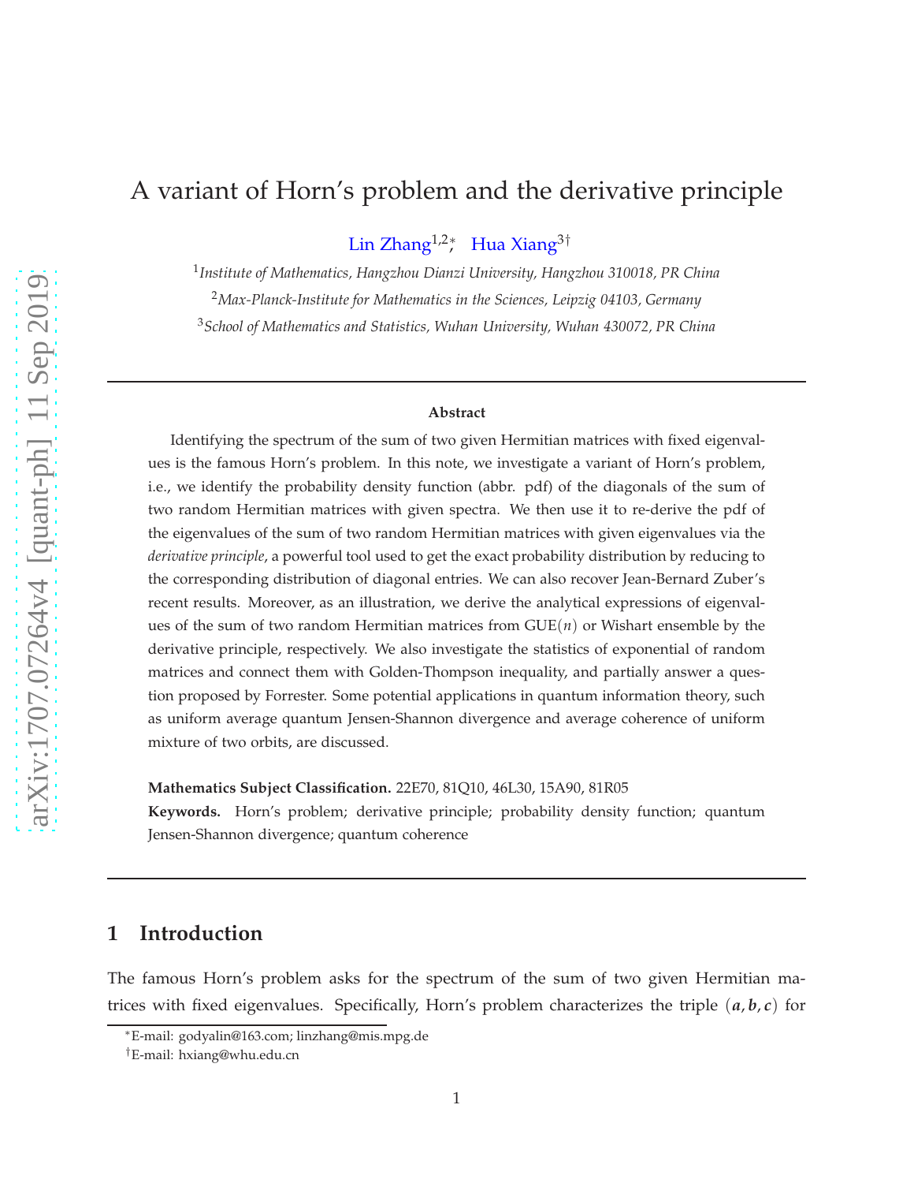# A variant of Horn's problem and the derivative principle

Lin Zhang[1,2]*, Hua Xiang[3]†

[1]*Institute of Mathematics, Hangzhou Dianzi University, Hangzhou 310018, PR China*

[2]*Max-Planck-Institute for Mathematics in the Sciences, Leipzig 04103, Germany*

[3]*School of Mathematics and Statistics, Wuhan University, Wuhan 430072, PR China*

---

**Abstract**

Identifying the spectrum of the sum of two given Hermitian matrices with fixed eigenvalues is the famous Horn's problem. In this note, we investigate a variant of Horn's problem, i.e., we identify the probability density function (abbr. pdf) of the diagonals of the sum of two random Hermitian matrices with given spectra. We then use it to re-derive the pdf of the eigenvalues of the sum of two random Hermitian matrices with given eigenvalues via the *derivative principle*, a powerful tool used to get the exact probability distribution by reducing to the corresponding distribution of diagonal entries. We can also recover Jean-Bernard Zuber's recent results. Moreover, as an illustration, we derive the analytical expressions of eigenvalues of the sum of two random Hermitian matrices from $\mathrm{GUE}(n)$ or Wishart ensemble by the derivative principle, respectively. We also investigate the statistics of exponential of random matrices and connect them with Golden-Thompson inequality, and partially answer a question proposed by Forrester. Some potential applications in quantum information theory, such as uniform average quantum Jensen-Shannon divergence and average coherence of uniform mixture of two orbits, are discussed.

**Mathematics Subject Classification.** 22E70, 81Q10, 46L30, 15A90, 81R05

**Keywords.** Horn's problem; derivative principle; probability density function; quantum Jensen-Shannon divergence; quantum coherence

---

## 1 Introduction

The famous Horn's problem asks for the spectrum of the sum of two given Hermitian matrices with fixed eigenvalues. Specifically, Horn's problem characterizes the triple $(\boldsymbol{a}, \boldsymbol{b}, \boldsymbol{c})$ for

*E-mail: godyalin@163.com; linzhang@mis.mpg.de

†E-mail: hxiang@whu.edu.cn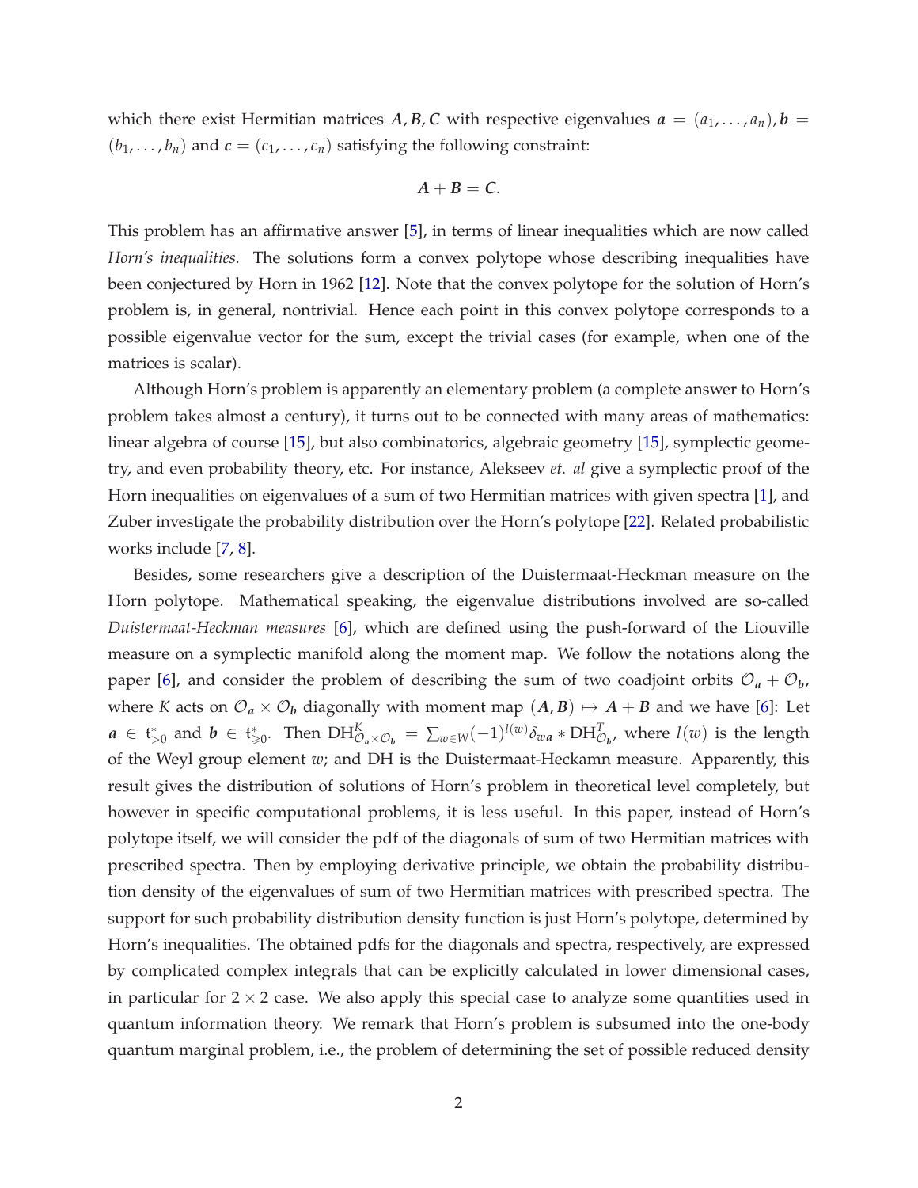which there exist Hermitian matrices $\boldsymbol{A}, \boldsymbol{B}, \boldsymbol{C}$ with respective eigenvalues $\boldsymbol{a} = (a_1, \ldots, a_n), \boldsymbol{b} = (b_1, \ldots, b_n)$ and $\boldsymbol{c} = (c_1, \ldots, c_n)$ satisfying the following constraint:

$$\boldsymbol{A} + \boldsymbol{B} = \boldsymbol{C}.$$

This problem has an affirmative answer [5], in terms of linear inequalities which are now called *Horn's inequalities.* The solutions form a convex polytope whose describing inequalities have been conjectured by Horn in 1962 [12]. Note that the convex polytope for the solution of Horn's problem is, in general, nontrivial. Hence each point in this convex polytope corresponds to a possible eigenvalue vector for the sum, except the trivial cases (for example, when one of the matrices is scalar).

Although Horn's problem is apparently an elementary problem (a complete answer to Horn's problem takes almost a century), it turns out to be connected with many areas of mathematics: linear algebra of course [15], but also combinatorics, algebraic geometry [15], symplectic geometry, and even probability theory, etc. For instance, Alekseev *et. al* give a symplectic proof of the Horn inequalities on eigenvalues of a sum of two Hermitian matrices with given spectra [1], and Zuber investigate the probability distribution over the Horn's polytope [22]. Related probabilistic works include [7, 8].

Besides, some researchers give a description of the Duistermaat-Heckman measure on the Horn polytope. Mathematical speaking, the eigenvalue distributions involved are so-called *Duistermaat-Heckman measures* [6], which are defined using the push-forward of the Liouville measure on a symplectic manifold along the moment map. We follow the notations along the paper [6], and consider the problem of describing the sum of two coadjoint orbits $\mathcal{O}_{\boldsymbol{a}} + \mathcal{O}_{\boldsymbol{b}}$, where $K$ acts on $\mathcal{O}_{\boldsymbol{a}} \times \mathcal{O}_{\boldsymbol{b}}$ diagonally with moment map $(\boldsymbol{A}, \boldsymbol{B}) \mapsto \boldsymbol{A} + \boldsymbol{B}$ and we have [6]: Let $\boldsymbol{a} \in \mathfrak{t}^*_{>0}$ and $\boldsymbol{b} \in \mathfrak{t}^*_{\geqslant 0}$. Then $\mathrm{DH}^K_{\mathcal{O}_{\boldsymbol{a}} \times \mathcal{O}_{\boldsymbol{b}}} = \sum_{w \in W} (-1)^{l(w)} \delta_{w\boldsymbol{a}} * \mathrm{DH}^T_{\mathcal{O}_{\boldsymbol{b}}}$, where $l(w)$ is the length of the Weyl group element $w$; and DH is the Duistermaat-Heckamn measure. Apparently, this result gives the distribution of solutions of Horn's problem in theoretical level completely, but however in specific computational problems, it is less useful. In this paper, instead of Horn's polytope itself, we will consider the pdf of the diagonals of sum of two Hermitian matrices with prescribed spectra. Then by employing derivative principle, we obtain the probability distribution density of the eigenvalues of sum of two Hermitian matrices with prescribed spectra. The support for such probability distribution density function is just Horn's polytope, determined by Horn's inequalities. The obtained pdfs for the diagonals and spectra, respectively, are expressed by complicated complex integrals that can be explicitly calculated in lower dimensional cases, in particular for $2 \times 2$ case. We also apply this special case to analyze some quantities used in quantum information theory. We remark that Horn's problem is subsumed into the one-body quantum marginal problem, i.e., the problem of determining the set of possible reduced density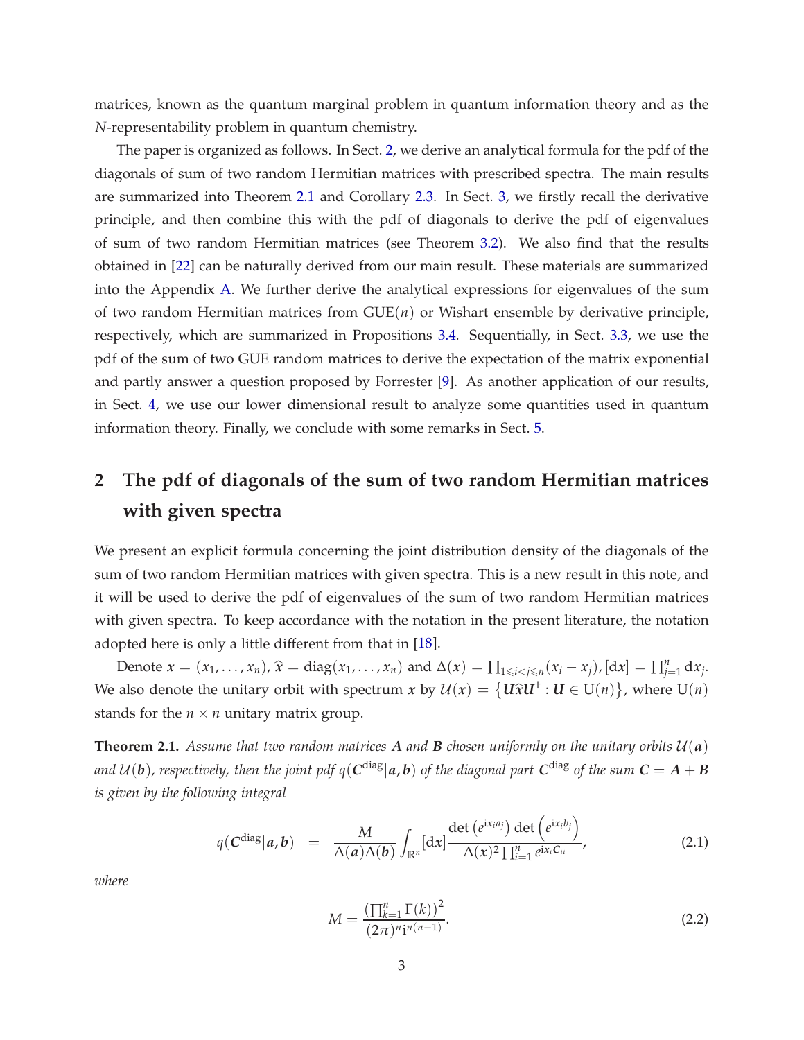matrices, known as the quantum marginal problem in quantum information theory and as the $N$-representability problem in quantum chemistry.

The paper is organized as follows. In Sect. 2, we derive an analytical formula for the pdf of the diagonals of sum of two random Hermitian matrices with prescribed spectra. The main results are summarized into Theorem 2.1 and Corollary 2.3. In Sect. 3, we firstly recall the derivative principle, and then combine this with the pdf of diagonals to derive the pdf of eigenvalues of sum of two random Hermitian matrices (see Theorem 3.2). We also find that the results obtained in [22] can be naturally derived from our main result. These materials are summarized into the Appendix A. We further derive the analytical expressions for eigenvalues of the sum of two random Hermitian matrices from $\mathrm{GUE}(n)$ or Wishart ensemble by derivative principle, respectively, which are summarized in Propositions 3.4. Sequentially, in Sect. 3.3, we use the pdf of the sum of two GUE random matrices to derive the expectation of the matrix exponential and partly answer a question proposed by Forrester [9]. As another application of our results, in Sect. 4, we use our lower dimensional result to analyze some quantities used in quantum information theory. Finally, we conclude with some remarks in Sect. 5.

## 2 The pdf of diagonals of the sum of two random Hermitian matrices with given spectra

We present an explicit formula concerning the joint distribution density of the diagonals of the sum of two random Hermitian matrices with given spectra. This is a new result in this note, and it will be used to derive the pdf of eigenvalues of the sum of two random Hermitian matrices with given spectra. To keep accordance with the notation in the present literature, the notation adopted here is only a little different from that in [18].

Denote $\boldsymbol{x} = (x_1, \ldots, x_n)$, $\widehat{\boldsymbol{x}} = \mathrm{diag}(x_1, \ldots, x_n)$ and $\Delta(\boldsymbol{x}) = \prod_{1\leqslant i<j\leqslant n}(x_i - x_j)$, $[\mathrm{d}\boldsymbol{x}] = \prod_{j=1}^n \mathrm{d}x_j$. We also denote the unitary orbit with spectrum $\boldsymbol{x}$ by $\mathcal{U}(\boldsymbol{x}) = \left\{\boldsymbol{U}\widehat{\boldsymbol{x}}\boldsymbol{U}^\dagger : \boldsymbol{U} \in \mathrm{U}(n)\right\}$, where $\mathrm{U}(n)$ stands for the $n \times n$ unitary matrix group.

**Theorem 2.1.** *Assume that two random matrices $\boldsymbol{A}$ and $\boldsymbol{B}$ chosen uniformly on the unitary orbits $\mathcal{U}(\boldsymbol{a})$ and $\mathcal{U}(\boldsymbol{b})$, respectively, then the joint pdf $q(\boldsymbol{C}^{\mathrm{diag}}|\boldsymbol{a}, \boldsymbol{b})$ of the diagonal part $\boldsymbol{C}^{\mathrm{diag}}$ of the sum $\boldsymbol{C} = \boldsymbol{A} + \boldsymbol{B}$ is given by the following integral*

$$q(\boldsymbol{C}^{\mathrm{diag}}|\boldsymbol{a}, \boldsymbol{b}) = \frac{M}{\Delta(\boldsymbol{a})\Delta(\boldsymbol{b})} \int_{\mathbb{R}^n} [\mathrm{d}\boldsymbol{x}] \frac{\det\left(e^{\mathrm{i}x_i a_j}\right) \det\left(e^{\mathrm{i}x_i b_j}\right)}{\Delta(\boldsymbol{x})^2 \prod_{i=1}^n e^{\mathrm{i}x_i C_{ii}}}, \tag{2.1}$$

*where*

$$M = \frac{\left(\prod_{k=1}^n \Gamma(k)\right)^2}{(2\pi)^n \mathrm{i}^{n(n-1)}}. \tag{2.2}$$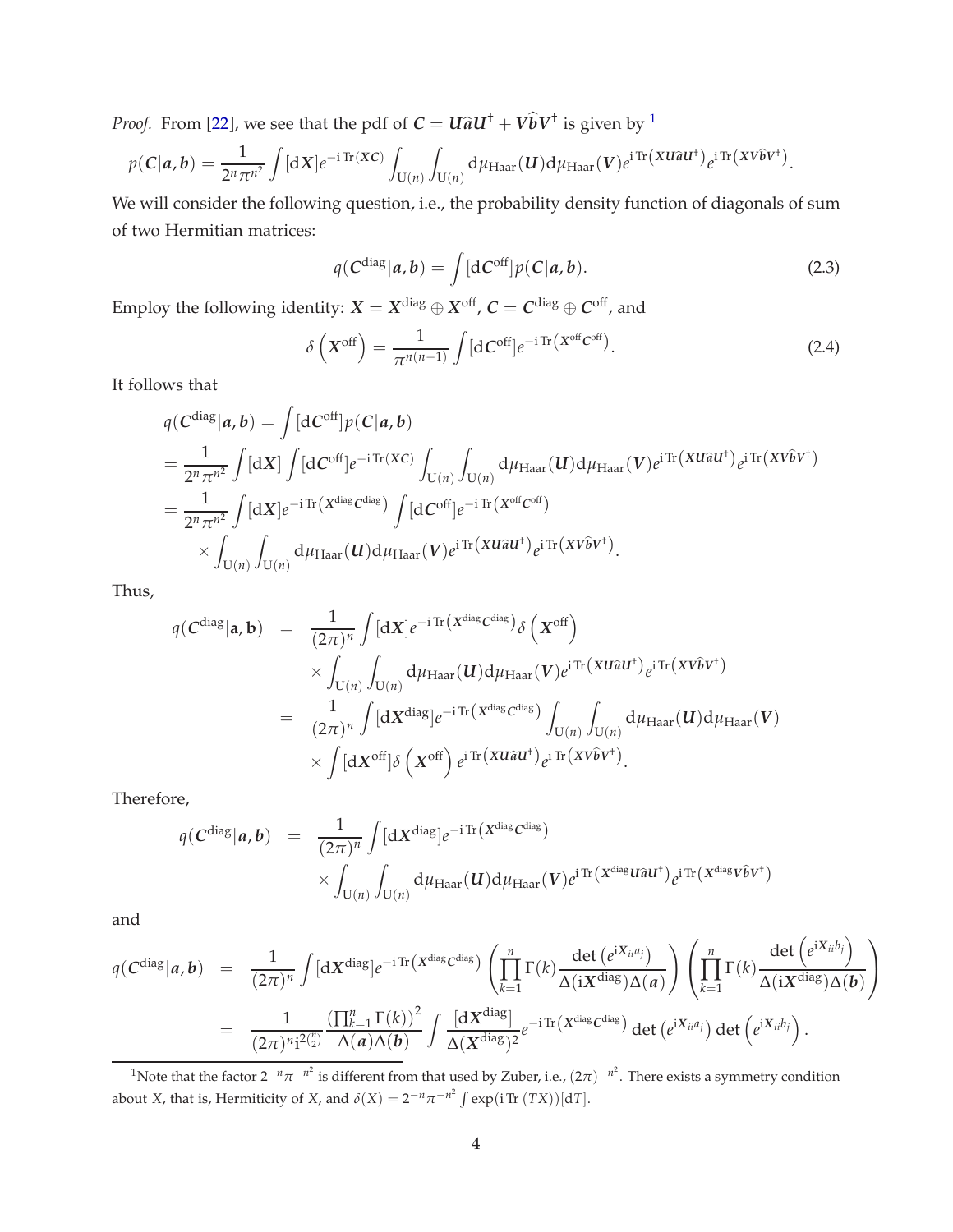*Proof.* From [22], we see that the pdf of $\boldsymbol{C} = \boldsymbol{U}\widehat{\boldsymbol{a}}\boldsymbol{U}^\dagger + \boldsymbol{V}\widehat{\boldsymbol{b}}\boldsymbol{V}^\dagger$ is given by [1]

$$p(\boldsymbol{C}|\boldsymbol{a},\boldsymbol{b}) = \frac{1}{2^n\pi^{n^2}}\int[\mathrm{d}\boldsymbol{X}]e^{-\mathrm{i}\,\mathrm{Tr}(\boldsymbol{X}\boldsymbol{C})}\int_{\mathrm{U}(n)}\int_{\mathrm{U}(n)}\mathrm{d}\mu_{\mathrm{Haar}}(\boldsymbol{U})\mathrm{d}\mu_{\mathrm{Haar}}(\boldsymbol{V})e^{\mathrm{i}\,\mathrm{Tr}\left(\boldsymbol{X}\boldsymbol{U}\widehat{\boldsymbol{a}}\boldsymbol{U}^\dagger\right)}e^{\mathrm{i}\,\mathrm{Tr}\left(\boldsymbol{X}\boldsymbol{V}\widehat{\boldsymbol{b}}\boldsymbol{V}^\dagger\right)}.$$

We will consider the following question, i.e., the probability density function of diagonals of sum of two Hermitian matrices:

$$q(\boldsymbol{C}^{\mathrm{diag}}|\boldsymbol{a},\boldsymbol{b}) = \int[\mathrm{d}\boldsymbol{C}^{\mathrm{off}}]p(\boldsymbol{C}|\boldsymbol{a},\boldsymbol{b}). \tag{2.3}$$

Employ the following identity: $\boldsymbol{X} = \boldsymbol{X}^{\mathrm{diag}}\oplus\boldsymbol{X}^{\mathrm{off}}$, $\boldsymbol{C} = \boldsymbol{C}^{\mathrm{diag}}\oplus\boldsymbol{C}^{\mathrm{off}}$, and

$$\delta\left(\boldsymbol{X}^{\mathrm{off}}\right) = \frac{1}{\pi^{n(n-1)}}\int[\mathrm{d}\boldsymbol{C}^{\mathrm{off}}]e^{-\mathrm{i}\,\mathrm{Tr}\left(\boldsymbol{X}^{\mathrm{off}}\boldsymbol{C}^{\mathrm{off}}\right)}. \tag{2.4}$$

It follows that

$$\begin{aligned}
q(\boldsymbol{C}^{\mathrm{diag}}|\boldsymbol{a},\boldsymbol{b}) &= \int[\mathrm{d}\boldsymbol{C}^{\mathrm{off}}]p(\boldsymbol{C}|\boldsymbol{a},\boldsymbol{b})\\
&= \frac{1}{2^n\pi^{n^2}}\int[\mathrm{d}\boldsymbol{X}]\int[\mathrm{d}\boldsymbol{C}^{\mathrm{off}}]e^{-\mathrm{i}\,\mathrm{Tr}(\boldsymbol{X}\boldsymbol{C})}\int_{\mathrm{U}(n)}\int_{\mathrm{U}(n)}\mathrm{d}\mu_{\mathrm{Haar}}(\boldsymbol{U})\mathrm{d}\mu_{\mathrm{Haar}}(\boldsymbol{V})e^{\mathrm{i}\,\mathrm{Tr}\left(\boldsymbol{X}\boldsymbol{U}\widehat{\boldsymbol{a}}\boldsymbol{U}^\dagger\right)}e^{\mathrm{i}\,\mathrm{Tr}\left(\boldsymbol{X}\boldsymbol{V}\widehat{\boldsymbol{b}}\boldsymbol{V}^\dagger\right)}\\
&= \frac{1}{2^n\pi^{n^2}}\int[\mathrm{d}\boldsymbol{X}]e^{-\mathrm{i}\,\mathrm{Tr}\left(\boldsymbol{X}^{\mathrm{diag}}\boldsymbol{C}^{\mathrm{diag}}\right)}\int[\mathrm{d}\boldsymbol{C}^{\mathrm{off}}]e^{-\mathrm{i}\,\mathrm{Tr}\left(\boldsymbol{X}^{\mathrm{off}}\boldsymbol{C}^{\mathrm{off}}\right)}\\
&\quad\times\int_{\mathrm{U}(n)}\int_{\mathrm{U}(n)}\mathrm{d}\mu_{\mathrm{Haar}}(\boldsymbol{U})\mathrm{d}\mu_{\mathrm{Haar}}(\boldsymbol{V})e^{\mathrm{i}\,\mathrm{Tr}\left(\boldsymbol{X}\boldsymbol{U}\widehat{\boldsymbol{a}}\boldsymbol{U}^\dagger\right)}e^{\mathrm{i}\,\mathrm{Tr}\left(\boldsymbol{X}\boldsymbol{V}\widehat{\boldsymbol{b}}\boldsymbol{V}^\dagger\right)}.
\end{aligned}$$

Thus,

$$\begin{aligned}
q(\boldsymbol{C}^{\mathrm{diag}}|\mathbf{a},\mathbf{b}) &= \frac{1}{(2\pi)^n}\int[\mathrm{d}\boldsymbol{X}]e^{-\mathrm{i}\,\mathrm{Tr}\left(\boldsymbol{X}^{\mathrm{diag}}\boldsymbol{C}^{\mathrm{diag}}\right)}\delta\left(\boldsymbol{X}^{\mathrm{off}}\right)\\
&\quad\times\int_{\mathrm{U}(n)}\int_{\mathrm{U}(n)}\mathrm{d}\mu_{\mathrm{Haar}}(\boldsymbol{U})\mathrm{d}\mu_{\mathrm{Haar}}(\boldsymbol{V})e^{\mathrm{i}\,\mathrm{Tr}\left(\boldsymbol{X}\boldsymbol{U}\widehat{\boldsymbol{a}}\boldsymbol{U}^\dagger\right)}e^{\mathrm{i}\,\mathrm{Tr}\left(\boldsymbol{X}\boldsymbol{V}\widehat{\boldsymbol{b}}\boldsymbol{V}^\dagger\right)}\\
&= \frac{1}{(2\pi)^n}\int[\mathrm{d}\boldsymbol{X}^{\mathrm{diag}}]e^{-\mathrm{i}\,\mathrm{Tr}\left(\boldsymbol{X}^{\mathrm{diag}}\boldsymbol{C}^{\mathrm{diag}}\right)}\int_{\mathrm{U}(n)}\int_{\mathrm{U}(n)}\mathrm{d}\mu_{\mathrm{Haar}}(\boldsymbol{U})\mathrm{d}\mu_{\mathrm{Haar}}(\boldsymbol{V})\\
&\quad\times\int[\mathrm{d}\boldsymbol{X}^{\mathrm{off}}]\delta\left(\boldsymbol{X}^{\mathrm{off}}\right)e^{\mathrm{i}\,\mathrm{Tr}\left(\boldsymbol{X}\boldsymbol{U}\widehat{\boldsymbol{a}}\boldsymbol{U}^\dagger\right)}e^{\mathrm{i}\,\mathrm{Tr}\left(\boldsymbol{X}\boldsymbol{V}\widehat{\boldsymbol{b}}\boldsymbol{V}^\dagger\right)}.
\end{aligned}$$

Therefore,

$$\begin{aligned}
q(\boldsymbol{C}^{\mathrm{diag}}|\boldsymbol{a},\boldsymbol{b}) &= \frac{1}{(2\pi)^n}\int[\mathrm{d}\boldsymbol{X}^{\mathrm{diag}}]e^{-\mathrm{i}\,\mathrm{Tr}\left(\boldsymbol{X}^{\mathrm{diag}}\boldsymbol{C}^{\mathrm{diag}}\right)}\\
&\quad\times\int_{\mathrm{U}(n)}\int_{\mathrm{U}(n)}\mathrm{d}\mu_{\mathrm{Haar}}(\boldsymbol{U})\mathrm{d}\mu_{\mathrm{Haar}}(\boldsymbol{V})e^{\mathrm{i}\,\mathrm{Tr}\left(\boldsymbol{X}^{\mathrm{diag}}\boldsymbol{U}\widehat{\boldsymbol{a}}\boldsymbol{U}^\dagger\right)}e^{\mathrm{i}\,\mathrm{Tr}\left(\boldsymbol{X}^{\mathrm{diag}}\boldsymbol{V}\widehat{\boldsymbol{b}}\boldsymbol{V}^\dagger\right)}
\end{aligned}$$

and

$$\begin{aligned}
q(\boldsymbol{C}^{\mathrm{diag}}|\boldsymbol{a},\boldsymbol{b}) &= \frac{1}{(2\pi)^n}\int[\mathrm{d}\boldsymbol{X}^{\mathrm{diag}}]e^{-\mathrm{i}\,\mathrm{Tr}\left(\boldsymbol{X}^{\mathrm{diag}}\boldsymbol{C}^{\mathrm{diag}}\right)}\left(\prod_{k=1}^n\Gamma(k)\frac{\det\left(e^{\mathrm{i}\boldsymbol{X}_{ii}a_j}\right)}{\Delta(\mathrm{i}\boldsymbol{X}^{\mathrm{diag}})\Delta(\boldsymbol{a})}\right)\left(\prod_{k=1}^n\Gamma(k)\frac{\det\left(e^{\mathrm{i}\boldsymbol{X}_{ii}b_j}\right)}{\Delta(\mathrm{i}\boldsymbol{X}^{\mathrm{diag}})\Delta(\boldsymbol{b})}\right)\\
&= \frac{1}{(2\pi)^n\mathrm{i}^{2\binom{n}{2}}}\frac{\left(\prod_{k=1}^n\Gamma(k)\right)^2}{\Delta(\boldsymbol{a})\Delta(\boldsymbol{b})}\int\frac{[\mathrm{d}\boldsymbol{X}^{\mathrm{diag}}]}{\Delta(\boldsymbol{X}^{\mathrm{diag}})^2}e^{-\mathrm{i}\,\mathrm{Tr}\left(\boldsymbol{X}^{\mathrm{diag}}\boldsymbol{C}^{\mathrm{diag}}\right)}\det\left(e^{\mathrm{i}\boldsymbol{X}_{ii}a_j}\right)\det\left(e^{\mathrm{i}\boldsymbol{X}_{ii}b_j}\right).
\end{aligned}$$

---

[1] Note that the factor $2^{-n}\pi^{-n^2}$ is different from that used by Zuber, i.e., $(2\pi)^{-n^2}$. There exists a symmetry condition about $X$, that is, Hermiticity of $X$, and $\delta(X) = 2^{-n}\pi^{-n^2}\int\exp(\mathrm{i}\,\mathrm{Tr}\,(TX))[\mathrm{d}T]$.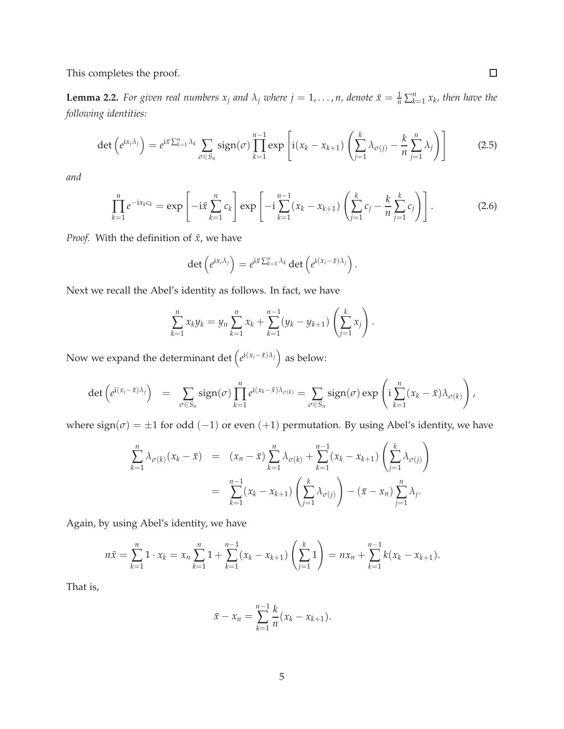This completes the proof. □

**Lemma 2.2.** *For given real numbers $x_j$ and $\lambda_j$ where $j = 1, \ldots, n$, denote $\bar{x} = \frac{1}{n}\sum_{k=1}^n x_k$, then have the following identities:*

$$\det\left(e^{\mathrm{i}x_i\lambda_j}\right) = e^{\mathrm{i}\bar{x}\sum_{k=1}^n \lambda_k} \sum_{\sigma\in S_n} \mathrm{sign}(\sigma) \prod_{k=1}^{n-1} \exp\left[\mathrm{i}(x_k - x_{k+1})\left(\sum_{j=1}^k \lambda_{\sigma(j)} - \frac{k}{n}\sum_{j=1}^n \lambda_j\right)\right] \tag{2.5}$$

*and*

$$\prod_{k=1}^n e^{-\mathrm{i}x_k c_k} = \exp\left[-\mathrm{i}\bar{x}\sum_{k=1}^n c_k\right] \exp\left[-\mathrm{i}\sum_{k=1}^{n-1}(x_k - x_{k+1})\left(\sum_{j=1}^k c_j - \frac{k}{n}\sum_{j=1}^k c_j\right)\right]. \tag{2.6}$$

*Proof.* With the definition of $\bar{x}$, we have

$$\det\left(e^{\mathrm{i}x_i\lambda_j}\right) = e^{\mathrm{i}\bar{x}\sum_{k=1}^n \lambda_k} \det\left(e^{\mathrm{i}(x_i - \bar{x})\lambda_j}\right).$$

Next we recall the Abel's identity as follows. In fact, we have

$$\sum_{k=1}^n x_k y_k = y_n \sum_{k=1}^n x_k + \sum_{k=1}^{n-1}(y_k - y_{k+1})\left(\sum_{j=1}^k x_j\right).$$

Now we expand the determinant $\det\left(e^{\mathrm{i}(x_i - \bar{x})\lambda_j}\right)$ as below:

$$\det\left(e^{\mathrm{i}(x_i - \bar{x})\lambda_j}\right) = \sum_{\sigma\in S_n} \mathrm{sign}(\sigma) \prod_{k=1}^n e^{\mathrm{i}(x_k - \bar{x})\lambda_{\sigma(k)}} = \sum_{\sigma\in S_n} \mathrm{sign}(\sigma) \exp\left(\mathrm{i}\sum_{k=1}^n (x_k - \bar{x})\lambda_{\sigma(k)}\right),$$

where $\mathrm{sign}(\sigma) = \pm 1$ for odd $(-1)$ or even $(+1)$ permutation. By using Abel's identity, we have

$$\begin{aligned}
\sum_{k=1}^n \lambda_{\sigma(k)}(x_k - \bar{x}) &= (x_n - \bar{x})\sum_{k=1}^n \lambda_{\sigma(k)} + \sum_{k=1}^{n-1}(x_k - x_{k+1})\left(\sum_{j=1}^k \lambda_{\sigma(j)}\right) \\
&= \sum_{k=1}^{n-1}(x_k - x_{k+1})\left(\sum_{j=1}^k \lambda_{\sigma(j)}\right) - (\bar{x} - x_n)\sum_{j=1}^n \lambda_j.
\end{aligned}$$

Again, by using Abel's identity, we have

$$n\bar{x} = \sum_{k=1}^n 1 \cdot x_k = x_n \sum_{k=1}^n 1 + \sum_{k=1}^{n-1}(x_k - x_{k+1})\left(\sum_{j=1}^k 1\right) = nx_n + \sum_{k=1}^{n-1} k(x_k - x_{k+1}).$$

That is,

$$\bar{x} - x_n = \sum_{k=1}^{n-1} \frac{k}{n}(x_k - x_{k+1}).$$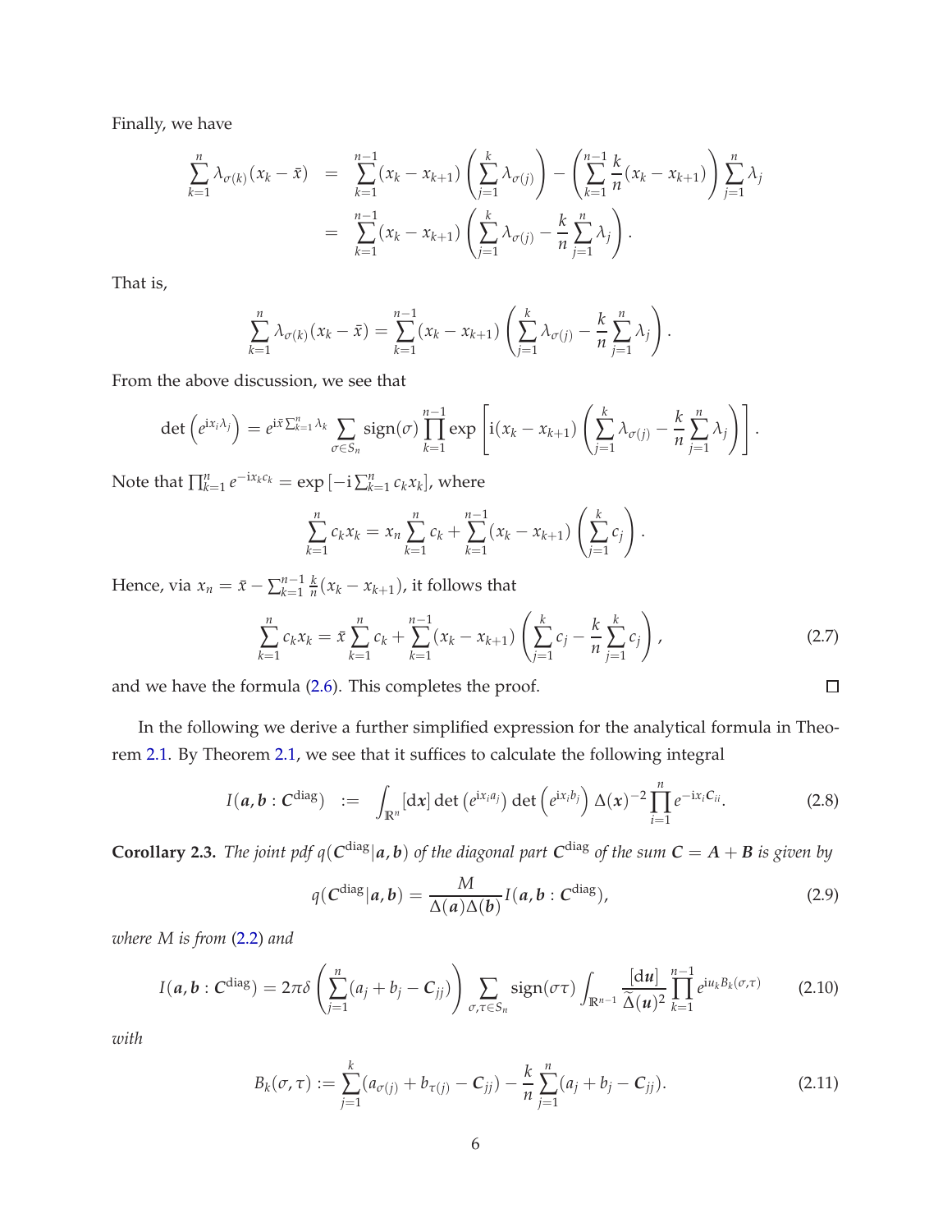Finally, we have

$$
\begin{aligned}
\sum_{k=1}^{n} \lambda_{\sigma(k)}(x_k - \bar{x}) &= \sum_{k=1}^{n-1}(x_k - x_{k+1}) \left( \sum_{j=1}^{k} \lambda_{\sigma(j)} \right) - \left( \sum_{k=1}^{n-1} \frac{k}{n}(x_k - x_{k+1}) \right) \sum_{j=1}^{n} \lambda_j \\
&= \sum_{k=1}^{n-1}(x_k - x_{k+1}) \left( \sum_{j=1}^{k} \lambda_{\sigma(j)} - \frac{k}{n} \sum_{j=1}^{n} \lambda_j \right).
\end{aligned}
$$

That is,

$$
\sum_{k=1}^{n} \lambda_{\sigma(k)}(x_k - \bar{x}) = \sum_{k=1}^{n-1}(x_k - x_{k+1}) \left( \sum_{j=1}^{k} \lambda_{\sigma(j)} - \frac{k}{n} \sum_{j=1}^{n} \lambda_j \right).
$$

From the above discussion, we see that

$$
\det\left(e^{\mathrm{i}x_i\lambda_j}\right) = e^{\mathrm{i}\bar{x}\sum_{k=1}^{n}\lambda_k} \sum_{\sigma\in S_n} \mathrm{sign}(\sigma) \prod_{k=1}^{n-1} \exp\left[\mathrm{i}(x_k - x_{k+1}) \left( \sum_{j=1}^{k} \lambda_{\sigma(j)} - \frac{k}{n} \sum_{j=1}^{n} \lambda_j \right)\right].
$$

Note that $\prod_{k=1}^{n} e^{-\mathrm{i}x_k c_k} = \exp\left[-\mathrm{i}\sum_{k=1}^{n} c_k x_k\right]$, where

$$
\sum_{k=1}^{n} c_k x_k = x_n \sum_{k=1}^{n} c_k + \sum_{k=1}^{n-1}(x_k - x_{k+1}) \left( \sum_{j=1}^{k} c_j \right).
$$

Hence, via $x_n = \bar{x} - \sum_{k=1}^{n-1} \frac{k}{n}(x_k - x_{k+1})$, it follows that

$$
\sum_{k=1}^{n} c_k x_k = \bar{x} \sum_{k=1}^{n} c_k + \sum_{k=1}^{n-1}(x_k - x_{k+1}) \left( \sum_{j=1}^{k} c_j - \frac{k}{n} \sum_{j=1}^{k} c_j \right), \tag{2.7}
$$

and we have the formula (2.6). This completes the proof. □

In the following we derive a further simplified expression for the analytical formula in Theorem 2.1. By Theorem 2.1, we see that it suffices to calculate the following integral

$$
I(\boldsymbol{a}, \boldsymbol{b} : \boldsymbol{C}^{\mathrm{diag}}) := \int_{\mathbb{R}^n} [\mathrm{d}\boldsymbol{x}] \det\left(e^{\mathrm{i}x_i a_j}\right) \det\left(e^{\mathrm{i}x_i b_j}\right) \Delta(\boldsymbol{x})^{-2} \prod_{i=1}^{n} e^{-\mathrm{i}x_i \boldsymbol{C}_{ii}}. \tag{2.8}
$$

**Corollary 2.3.** *The joint pdf $q(\boldsymbol{C}^{\mathrm{diag}}|\boldsymbol{a}, \boldsymbol{b})$ of the diagonal part $\boldsymbol{C}^{\mathrm{diag}}$ of the sum $\boldsymbol{C} = \boldsymbol{A} + \boldsymbol{B}$ is given by*

$$
q(\boldsymbol{C}^{\mathrm{diag}}|\boldsymbol{a}, \boldsymbol{b}) = \frac{M}{\Delta(\boldsymbol{a})\Delta(\boldsymbol{b})} I(\boldsymbol{a}, \boldsymbol{b} : \boldsymbol{C}^{\mathrm{diag}}), \tag{2.9}
$$

*where $M$ is from (2.2) and*

$$
I(\boldsymbol{a}, \boldsymbol{b} : \boldsymbol{C}^{\mathrm{diag}}) = 2\pi\delta\left(\sum_{j=1}^{n}(a_j + b_j - \boldsymbol{C}_{jj})\right) \sum_{\sigma,\tau\in S_n} \mathrm{sign}(\sigma\tau) \int_{\mathbb{R}^{n-1}} \frac{[\mathrm{d}\boldsymbol{u}]}{\widetilde{\Delta}(\boldsymbol{u})^2} \prod_{k=1}^{n-1} e^{\mathrm{i}u_k B_k(\sigma,\tau)} \tag{2.10}
$$

*with*

$$
B_k(\sigma, \tau) := \sum_{j=1}^{k}(a_{\sigma(j)} + b_{\tau(j)} - \boldsymbol{C}_{jj}) - \frac{k}{n} \sum_{j=1}^{n}(a_j + b_j - \boldsymbol{C}_{jj}). \tag{2.11}
$$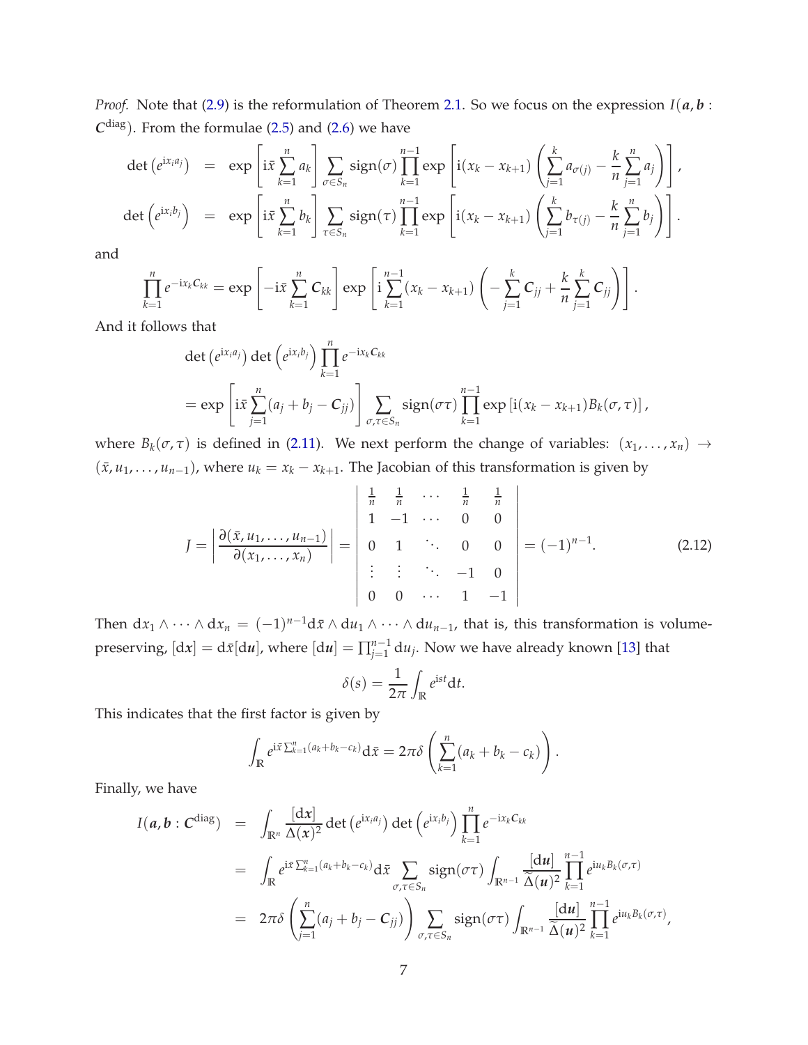*Proof.* Note that (2.9) is the reformulation of Theorem 2.1. So we focus on the expression $I(\boldsymbol{a}, \boldsymbol{b} : \boldsymbol{C}^{\text{diag}})$. From the formulae (2.5) and (2.6) we have

$$
\begin{aligned}
\det\left(e^{\mathrm{i}x_i a_j}\right) &= \exp\left[\mathrm{i}\bar{x}\sum_{k=1}^{n} a_k\right] \sum_{\sigma\in S_n} \mathrm{sign}(\sigma) \prod_{k=1}^{n-1} \exp\left[\mathrm{i}(x_k - x_{k+1})\left(\sum_{j=1}^{k} a_{\sigma(j)} - \frac{k}{n}\sum_{j=1}^{n} a_j\right)\right], \\
\det\left(e^{\mathrm{i}x_i b_j}\right) &= \exp\left[\mathrm{i}\bar{x}\sum_{k=1}^{n} b_k\right] \sum_{\tau\in S_n} \mathrm{sign}(\tau) \prod_{k=1}^{n-1} \exp\left[\mathrm{i}(x_k - x_{k+1})\left(\sum_{j=1}^{k} b_{\tau(j)} - \frac{k}{n}\sum_{j=1}^{n} b_j\right)\right].
\end{aligned}
$$

and

$$
\prod_{k=1}^{n} e^{-\mathrm{i}x_k C_{kk}} = \exp\left[-\mathrm{i}\bar{x}\sum_{k=1}^{n} C_{kk}\right] \exp\left[\mathrm{i}\sum_{k=1}^{n-1}(x_k - x_{k+1})\left(-\sum_{j=1}^{k} C_{jj} + \frac{k}{n}\sum_{j=1}^{k} C_{jj}\right)\right].
$$

And it follows that

$$
\begin{aligned}
&\det\left(e^{\mathrm{i}x_i a_j}\right)\det\left(e^{\mathrm{i}x_i b_j}\right)\prod_{k=1}^{n} e^{-\mathrm{i}x_k C_{kk}} \\
&= \exp\left[\mathrm{i}\bar{x}\sum_{j=1}^{n}(a_j + b_j - C_{jj})\right] \sum_{\sigma,\tau\in S_n} \mathrm{sign}(\sigma\tau) \prod_{k=1}^{n-1} \exp\left[\mathrm{i}(x_k - x_{k+1})B_k(\sigma,\tau)\right],
\end{aligned}
$$

where $B_k(\sigma, \tau)$ is defined in (2.11). We next perform the change of variables: $(x_1, \ldots, x_n) \to (\bar{x}, u_1, \ldots, u_{n-1})$, where $u_k = x_k - x_{k+1}$. The Jacobian of this transformation is given by

$$
J = \left|\frac{\partial(\bar{x}, u_1, \ldots, u_{n-1})}{\partial(x_1, \ldots, x_n)}\right| = \left|\begin{array}{ccccc} \frac{1}{n} & \frac{1}{n} & \cdots & \frac{1}{n} & \frac{1}{n} \\ 1 & -1 & \cdots & 0 & 0 \\ 0 & 1 & \ddots & 0 & 0 \\ \vdots & \vdots & \ddots & -1 & 0 \\ 0 & 0 & \cdots & 1 & -1 \end{array}\right| = (-1)^{n-1}. \tag{2.12}
$$

Then $\mathrm{d}x_1 \wedge \cdots \wedge \mathrm{d}x_n = (-1)^{n-1}\mathrm{d}\bar{x} \wedge \mathrm{d}u_1 \wedge \cdots \wedge \mathrm{d}u_{n-1}$, that is, this transformation is volume-preserving, $[\mathrm{d}\boldsymbol{x}] = \mathrm{d}\bar{x}[\mathrm{d}\boldsymbol{u}]$, where $[\mathrm{d}\boldsymbol{u}] = \prod_{j=1}^{n-1}\mathrm{d}u_j$. Now we have already known [13] that

$$
\delta(s) = \frac{1}{2\pi}\int_{\mathbb{R}} e^{\mathrm{i}st}\mathrm{d}t.
$$

This indicates that the first factor is given by

$$
\int_{\mathbb{R}} e^{\mathrm{i}\bar{x}\sum_{k=1}^{n}(a_k + b_k - c_k)}\mathrm{d}\bar{x} = 2\pi\delta\left(\sum_{k=1}^{n}(a_k + b_k - c_k)\right).
$$

Finally, we have

$$
\begin{aligned}
I(\boldsymbol{a}, \boldsymbol{b} : \boldsymbol{C}^{\text{diag}}) &= \int_{\mathbb{R}^n} \frac{[\mathrm{d}\boldsymbol{x}]}{\Delta(\boldsymbol{x})^2}\det\left(e^{\mathrm{i}x_i a_j}\right)\det\left(e^{\mathrm{i}x_i b_j}\right)\prod_{k=1}^{n} e^{-\mathrm{i}x_k C_{kk}} \\
&= \int_{\mathbb{R}} e^{\mathrm{i}\bar{x}\sum_{k=1}^{n}(a_k + b_k - c_k)}\mathrm{d}\bar{x} \sum_{\sigma,\tau\in S_n}\mathrm{sign}(\sigma\tau)\int_{\mathbb{R}^{n-1}} \frac{[\mathrm{d}\boldsymbol{u}]}{\widetilde{\Delta}(\boldsymbol{u})^2}\prod_{k=1}^{n-1} e^{\mathrm{i}u_k B_k(\sigma,\tau)} \\
&= 2\pi\delta\left(\sum_{j=1}^{n}(a_j + b_j - C_{jj})\right)\sum_{\sigma,\tau\in S_n}\mathrm{sign}(\sigma\tau)\int_{\mathbb{R}^{n-1}} \frac{[\mathrm{d}\boldsymbol{u}]}{\widetilde{\Delta}(\boldsymbol{u})^2}\prod_{k=1}^{n-1} e^{\mathrm{i}u_k B_k(\sigma,\tau)},
\end{aligned}
$$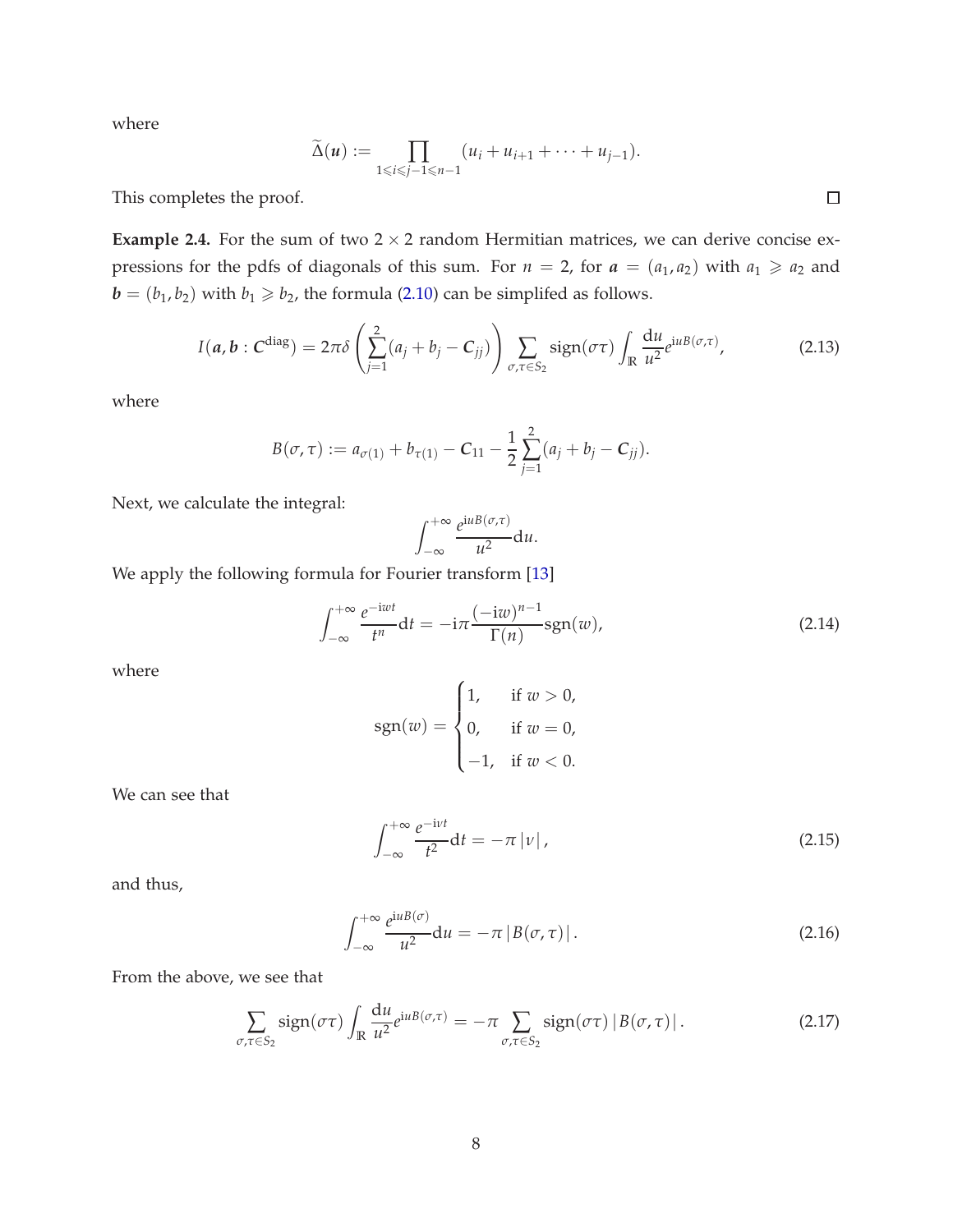where

$$\widetilde{\Delta}(\boldsymbol{u}) := \prod_{1\leqslant i\leqslant j-1\leqslant n-1} (u_i + u_{i+1} + \cdots + u_{j-1}).$$

This completes the proof. $\square$

**Example 2.4.** For the sum of two $2\times 2$ random Hermitian matrices, we can derive concise expressions for the pdfs of diagonals of this sum. For $n = 2$, for $\boldsymbol{a} = (a_1, a_2)$ with $a_1 \geqslant a_2$ and $\boldsymbol{b} = (b_1, b_2)$ with $b_1 \geqslant b_2$, the formula (2.10) can be simplifed as follows.

$$I(\boldsymbol{a}, \boldsymbol{b} : \boldsymbol{C}^{\text{diag}}) = 2\pi\delta\left(\sum_{j=1}^{2}(a_j + b_j - \boldsymbol{C}_{jj})\right) \sum_{\sigma,\tau\in S_2} \text{sign}(\sigma\tau) \int_{\mathbb{R}} \frac{\mathrm{d}u}{u^2} e^{\mathrm{i}uB(\sigma,\tau)}, \tag{2.13}$$

where

$$B(\sigma, \tau) := a_{\sigma(1)} + b_{\tau(1)} - \boldsymbol{C}_{11} - \frac{1}{2}\sum_{j=1}^{2}(a_j + b_j - \boldsymbol{C}_{jj}).$$

Next, we calculate the integral:

$$\int_{-\infty}^{+\infty} \frac{e^{\mathrm{i}uB(\sigma,\tau)}}{u^2} \mathrm{d}u.$$

We apply the following formula for Fourier transform [13]

$$\int_{-\infty}^{+\infty} \frac{e^{-\mathrm{i}wt}}{t^n} \mathrm{d}t = -\mathrm{i}\pi \frac{(-\mathrm{i}w)^{n-1}}{\Gamma(n)} \text{sgn}(w), \tag{2.14}$$

where

$$\text{sgn}(w) = \begin{cases} 1, & \text{if } w > 0, \\ 0, & \text{if } w = 0, \\ -1, & \text{if } w < 0. \end{cases}$$

We can see that

$$\int_{-\infty}^{+\infty} \frac{e^{-\mathrm{i}\nu t}}{t^2} \mathrm{d}t = -\pi\,|\nu|\,, \tag{2.15}$$

and thus,

$$\int_{-\infty}^{+\infty} \frac{e^{\mathrm{i}uB(\sigma)}}{u^2} \mathrm{d}u = -\pi\,|B(\sigma, \tau)|\,. \tag{2.16}$$

From the above, we see that

$$\sum_{\sigma,\tau\in S_2} \text{sign}(\sigma\tau) \int_{\mathbb{R}} \frac{\mathrm{d}u}{u^2} e^{\mathrm{i}uB(\sigma,\tau)} = -\pi \sum_{\sigma,\tau\in S_2} \text{sign}(\sigma\tau)\,|B(\sigma, \tau)|\,. \tag{2.17}$$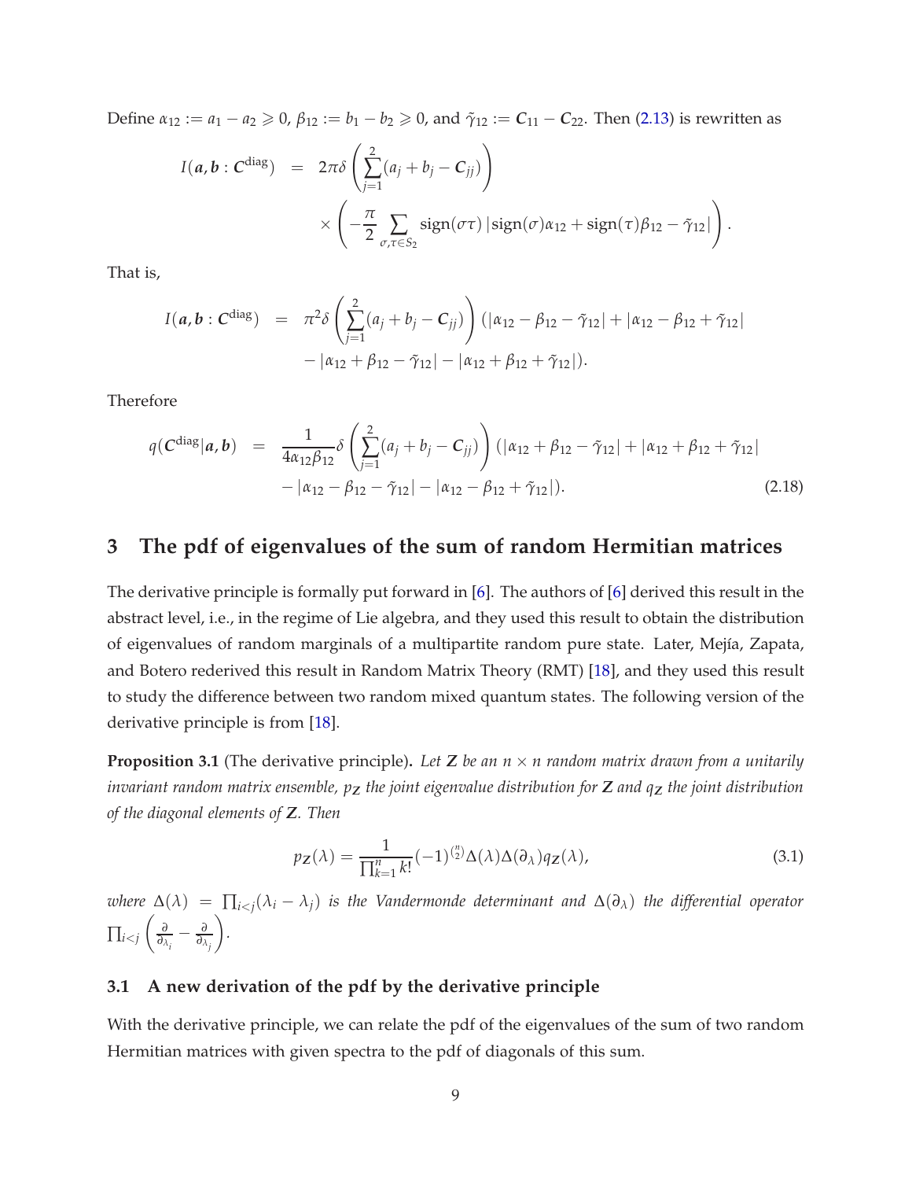Define $\alpha_{12} := a_1 - a_2 \geqslant 0$, $\beta_{12} := b_1 - b_2 \geqslant 0$, and $\tilde{\gamma}_{12} := \boldsymbol{C}_{11} - \boldsymbol{C}_{22}$. Then (2.13) is rewritten as

$$
\begin{aligned}
I(\boldsymbol{a}, \boldsymbol{b} : \boldsymbol{C}^{\text{diag}}) &= 2\pi\delta\left(\sum_{j=1}^{2}(a_j + b_j - \boldsymbol{C}_{jj})\right) \\
&\quad \times \left(-\frac{\pi}{2}\sum_{\sigma,\tau\in S_2} \operatorname{sign}(\sigma\tau)\left|\operatorname{sign}(\sigma)\alpha_{12} + \operatorname{sign}(\tau)\beta_{12} - \tilde{\gamma}_{12}\right|\right).
\end{aligned}
$$

That is,

$$
\begin{aligned}
I(\boldsymbol{a}, \boldsymbol{b} : \boldsymbol{C}^{\text{diag}}) &= \pi^2\delta\left(\sum_{j=1}^{2}(a_j + b_j - \boldsymbol{C}_{jj})\right)(|\alpha_{12} - \beta_{12} - \tilde{\gamma}_{12}| + |\alpha_{12} - \beta_{12} + \tilde{\gamma}_{12}| \\
&\quad - |\alpha_{12} + \beta_{12} - \tilde{\gamma}_{12}| - |\alpha_{12} + \beta_{12} + \tilde{\gamma}_{12}|).
\end{aligned}
$$

Therefore

$$
\begin{aligned}
q(\boldsymbol{C}^{\text{diag}}|\boldsymbol{a}, \boldsymbol{b}) &= \frac{1}{4\alpha_{12}\beta_{12}}\delta\left(\sum_{j=1}^{2}(a_j + b_j - \boldsymbol{C}_{jj})\right)(|\alpha_{12} + \beta_{12} - \tilde{\gamma}_{12}| + |\alpha_{12} + \beta_{12} + \tilde{\gamma}_{12}| \\
&\quad - |\alpha_{12} - \beta_{12} - \tilde{\gamma}_{12}| - |\alpha_{12} - \beta_{12} + \tilde{\gamma}_{12}|).
\end{aligned} \tag{2.18}
$$

# 3 The pdf of eigenvalues of the sum of random Hermitian matrices

The derivative principle is formally put forward in [6]. The authors of [6] derived this result in the abstract level, i.e., in the regime of Lie algebra, and they used this result to obtain the distribution of eigenvalues of random marginals of a multipartite random pure state. Later, Mejía, Zapata, and Botero rederived this result in Random Matrix Theory (RMT) [18], and they used this result to study the difference between two random mixed quantum states. The following version of the derivative principle is from [18].

**Proposition 3.1** (The derivative principle)**.** *Let $\boldsymbol{Z}$ be an $n \times n$ random matrix drawn from a unitarily invariant random matrix ensemble, $p_{\boldsymbol{Z}}$ the joint eigenvalue distribution for $\boldsymbol{Z}$ and $q_{\boldsymbol{Z}}$ the joint distribution of the diagonal elements of $\boldsymbol{Z}$. Then*

$$
p_{\boldsymbol{Z}}(\lambda) = \frac{1}{\prod_{k=1}^{n} k!}(-1)^{\binom{n}{2}}\Delta(\lambda)\Delta(\partial_\lambda)q_{\boldsymbol{Z}}(\lambda), \tag{3.1}
$$

*where $\Delta(\lambda) = \prod_{i<j}(\lambda_i - \lambda_j)$ is the Vandermonde determinant and $\Delta(\partial_\lambda)$ the differential operator $\prod_{i<j}\left(\frac{\partial}{\partial_{\lambda_i}} - \frac{\partial}{\partial_{\lambda_j}}\right)$.*

## 3.1 A new derivation of the pdf by the derivative principle

With the derivative principle, we can relate the pdf of the eigenvalues of the sum of two random Hermitian matrices with given spectra to the pdf of diagonals of this sum.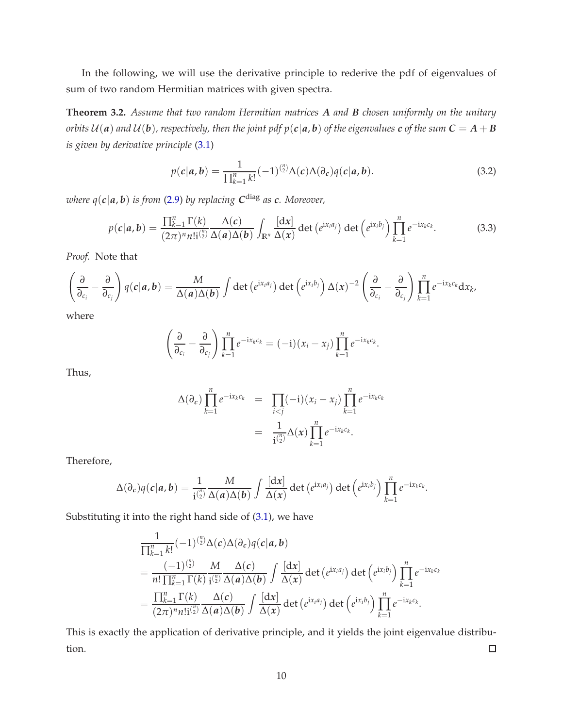In the following, we will use the derivative principle to rederive the pdf of eigenvalues of sum of two random Hermitian matrices with given spectra.

**Theorem 3.2.** *Assume that two random Hermitian matrices $\boldsymbol{A}$ and $\boldsymbol{B}$ chosen uniformly on the unitary orbits $\mathcal{U}(\boldsymbol{a})$ and $\mathcal{U}(\boldsymbol{b})$, respectively, then the joint pdf $p(\boldsymbol{c}|\boldsymbol{a},\boldsymbol{b})$ of the eigenvalues $\boldsymbol{c}$ of the sum $\boldsymbol{C} = \boldsymbol{A} + \boldsymbol{B}$ is given by derivative principle* (3.1)

$$p(\boldsymbol{c}|\boldsymbol{a},\boldsymbol{b}) = \frac{1}{\prod_{k=1}^n k!}(-1)^{\binom{n}{2}}\Delta(\boldsymbol{c})\Delta(\partial_{\boldsymbol{c}})q(\boldsymbol{c}|\boldsymbol{a},\boldsymbol{b}). \tag{3.2}$$

*where $q(\boldsymbol{c}|\boldsymbol{a},\boldsymbol{b})$ is from* (2.9) *by replacing $\boldsymbol{C}^{\mathrm{diag}}$ as $\boldsymbol{c}$. Moreover,*

$$p(\boldsymbol{c}|\boldsymbol{a},\boldsymbol{b}) = \frac{\prod_{k=1}^n \Gamma(k)}{(2\pi)^n n! \mathrm{i}^{\binom{n}{2}}}\frac{\Delta(\boldsymbol{c})}{\Delta(\boldsymbol{a})\Delta(\boldsymbol{b})}\int_{\mathbb{R}^n}\frac{[\mathrm{d}\boldsymbol{x}]}{\Delta(\boldsymbol{x})}\det\left(e^{\mathrm{i}x_i a_j}\right)\det\left(e^{\mathrm{i}x_i b_j}\right)\prod_{k=1}^n e^{-\mathrm{i}x_k c_k}. \tag{3.3}$$

*Proof.* Note that

$$\left(\frac{\partial}{\partial_{c_i}} - \frac{\partial}{\partial_{c_j}}\right)q(\boldsymbol{c}|\boldsymbol{a},\boldsymbol{b}) = \frac{M}{\Delta(\boldsymbol{a})\Delta(\boldsymbol{b})}\int \det\left(e^{\mathrm{i}x_i a_j}\right)\det\left(e^{\mathrm{i}x_i b_j}\right)\Delta(\boldsymbol{x})^{-2}\left(\frac{\partial}{\partial_{c_i}} - \frac{\partial}{\partial_{c_j}}\right)\prod_{k=1}^n e^{-\mathrm{i}x_k c_k}\mathrm{d}x_k,$$

where

$$\left(\frac{\partial}{\partial_{c_i}} - \frac{\partial}{\partial_{c_j}}\right)\prod_{k=1}^n e^{-\mathrm{i}x_k c_k} = (-\mathrm{i})(x_i - x_j)\prod_{k=1}^n e^{-\mathrm{i}x_k c_k}.$$

Thus,

$$\begin{aligned}
\Delta(\partial_{\boldsymbol{c}})\prod_{k=1}^n e^{-\mathrm{i}x_k c_k} &= \prod_{i<j}(-\mathrm{i})(x_i - x_j)\prod_{k=1}^n e^{-\mathrm{i}x_k c_k} \\
&= \frac{1}{\mathrm{i}^{\binom{n}{2}}}\Delta(\boldsymbol{x})\prod_{k=1}^n e^{-\mathrm{i}x_k c_k}.
\end{aligned}$$

Therefore,

$$\Delta(\partial_{\boldsymbol{c}})q(\boldsymbol{c}|\boldsymbol{a},\boldsymbol{b}) = \frac{1}{\mathrm{i}^{\binom{n}{2}}}\frac{M}{\Delta(\boldsymbol{a})\Delta(\boldsymbol{b})}\int\frac{[\mathrm{d}\boldsymbol{x}]}{\Delta(\boldsymbol{x})}\det\left(e^{\mathrm{i}x_i a_j}\right)\det\left(e^{\mathrm{i}x_i b_j}\right)\prod_{k=1}^n e^{-\mathrm{i}x_k c_k}.$$

Substituting it into the right hand side of (3.1), we have

$$\begin{aligned}
&\frac{1}{\prod_{k=1}^n k!}(-1)^{\binom{n}{2}}\Delta(\boldsymbol{c})\Delta(\partial_{\boldsymbol{c}})q(\boldsymbol{c}|\boldsymbol{a},\boldsymbol{b}) \\
&= \frac{(-1)^{\binom{n}{2}}}{n!\prod_{k=1}^n \Gamma(k)}\frac{M}{\mathrm{i}^{\binom{n}{2}}}\frac{\Delta(\boldsymbol{c})}{\Delta(\boldsymbol{a})\Delta(\boldsymbol{b})}\int\frac{[\mathrm{d}\boldsymbol{x}]}{\Delta(\boldsymbol{x})}\det\left(e^{\mathrm{i}x_i a_j}\right)\det\left(e^{\mathrm{i}x_i b_j}\right)\prod_{k=1}^n e^{-\mathrm{i}x_k c_k} \\
&= \frac{\prod_{k=1}^n \Gamma(k)}{(2\pi)^n n! \mathrm{i}^{\binom{n}{2}}}\frac{\Delta(\boldsymbol{c})}{\Delta(\boldsymbol{a})\Delta(\boldsymbol{b})}\int\frac{[\mathrm{d}\boldsymbol{x}]}{\Delta(\boldsymbol{x})}\det\left(e^{\mathrm{i}x_i a_j}\right)\det\left(e^{\mathrm{i}x_i b_j}\right)\prod_{k=1}^n e^{-\mathrm{i}x_k c_k}.
\end{aligned}$$

This is exactly the application of derivative principle, and it yields the joint eigenvalue distribution. ◻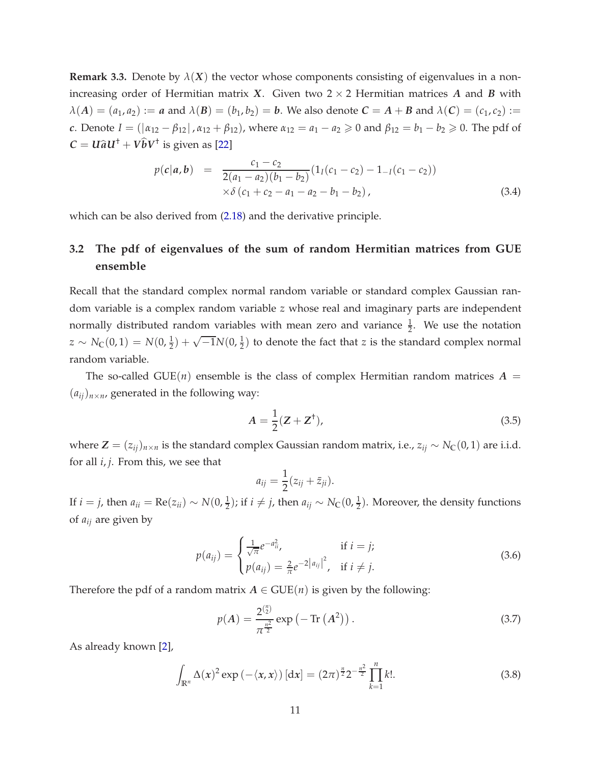**Remark 3.3.** Denote by $\lambda(\boldsymbol{X})$ the vector whose components consisting of eigenvalues in a non-increasing order of Hermitian matrix $\boldsymbol{X}$. Given two $2 \times 2$ Hermitian matrices $\boldsymbol{A}$ and $\boldsymbol{B}$ with $\lambda(\boldsymbol{A}) = (a_1, a_2) := \boldsymbol{a}$ and $\lambda(\boldsymbol{B}) = (b_1, b_2) = \boldsymbol{b}$. We also denote $\boldsymbol{C} = \boldsymbol{A} + \boldsymbol{B}$ and $\lambda(\boldsymbol{C}) = (c_1, c_2) := \boldsymbol{c}$. Denote $I = (|\alpha_{12} - \beta_{12}|, \alpha_{12} + \beta_{12})$, where $\alpha_{12} = a_1 - a_2 \geqslant 0$ and $\beta_{12} = b_1 - b_2 \geqslant 0$. The pdf of $\boldsymbol{C} = \boldsymbol{U}\widehat{\boldsymbol{a}}\boldsymbol{U}^\dagger + \boldsymbol{V}\widehat{\boldsymbol{b}}\boldsymbol{V}^\dagger$ is given as [22]

$$
\begin{aligned}
p(\boldsymbol{c}|\boldsymbol{a}, \boldsymbol{b}) &= \frac{c_1 - c_2}{2(a_1 - a_2)(b_1 - b_2)} (1_I(c_1 - c_2) - 1_{-I}(c_1 - c_2)) \\
&\quad \times \delta\left(c_1 + c_2 - a_1 - a_2 - b_1 - b_2\right),
\end{aligned} \tag{3.4}
$$

which can be also derived from (2.18) and the derivative principle.

## 3.2 The pdf of eigenvalues of the sum of random Hermitian matrices from GUE ensemble

Recall that the standard complex normal random variable or standard complex Gaussian random variable is a complex random variable $z$ whose real and imaginary parts are independent normally distributed random variables with mean zero and variance $\frac{1}{2}$. We use the notation $z \sim N_{\mathbb{C}}(0, 1) = N(0, \frac{1}{2}) + \sqrt{-1}N(0, \frac{1}{2})$ to denote the fact that $z$ is the standard complex normal random variable.

The so-called GUE($n$) ensemble is the class of complex Hermitian random matrices $\boldsymbol{A} = (a_{ij})_{n \times n}$, generated in the following way:

$$
\boldsymbol{A} = \frac{1}{2}(\boldsymbol{Z} + \boldsymbol{Z}^\dagger), \tag{3.5}
$$

where $\boldsymbol{Z} = (z_{ij})_{n \times n}$ is the standard complex Gaussian random matrix, i.e., $z_{ij} \sim N_{\mathbb{C}}(0, 1)$ are i.i.d. for all $i, j$. From this, we see that

$$
a_{ij} = \frac{1}{2}(z_{ij} + \bar{z}_{ji}).
$$

If $i = j$, then $a_{ii} = \mathrm{Re}(z_{ii}) \sim N(0, \frac{1}{2})$; if $i \neq j$, then $a_{ij} \sim N_{\mathbb{C}}(0, \frac{1}{2})$. Moreover, the density functions of $a_{ij}$ are given by

$$
p(a_{ij}) = \begin{cases} \frac{1}{\sqrt{\pi}} e^{-a_{ii}^2}, & \text{if } i = j; \\ p(a_{ij}) = \frac{2}{\pi} e^{-2\left|a_{ij}\right|^2}, & \text{if } i \neq j. \end{cases} \tag{3.6}
$$

Therefore the pdf of a random matrix $\boldsymbol{A} \in \mathrm{GUE}(n)$ is given by the following:

$$
p(\boldsymbol{A}) = \frac{2^{\binom{n}{2}}}{\pi^{\frac{n^2}{2}}} \exp\left(-\mathrm{Tr}\left(\boldsymbol{A}^2\right)\right). \tag{3.7}
$$

As already known [2],

$$
\int_{\mathbb{R}^n} \Delta(\boldsymbol{x})^2 \exp\left(-\langle \boldsymbol{x}, \boldsymbol{x} \rangle\right) [\mathrm{d}\boldsymbol{x}] = (2\pi)^{\frac{n}{2}} 2^{-\frac{n^2}{2}} \prod_{k=1}^{n} k!. \tag{3.8}
$$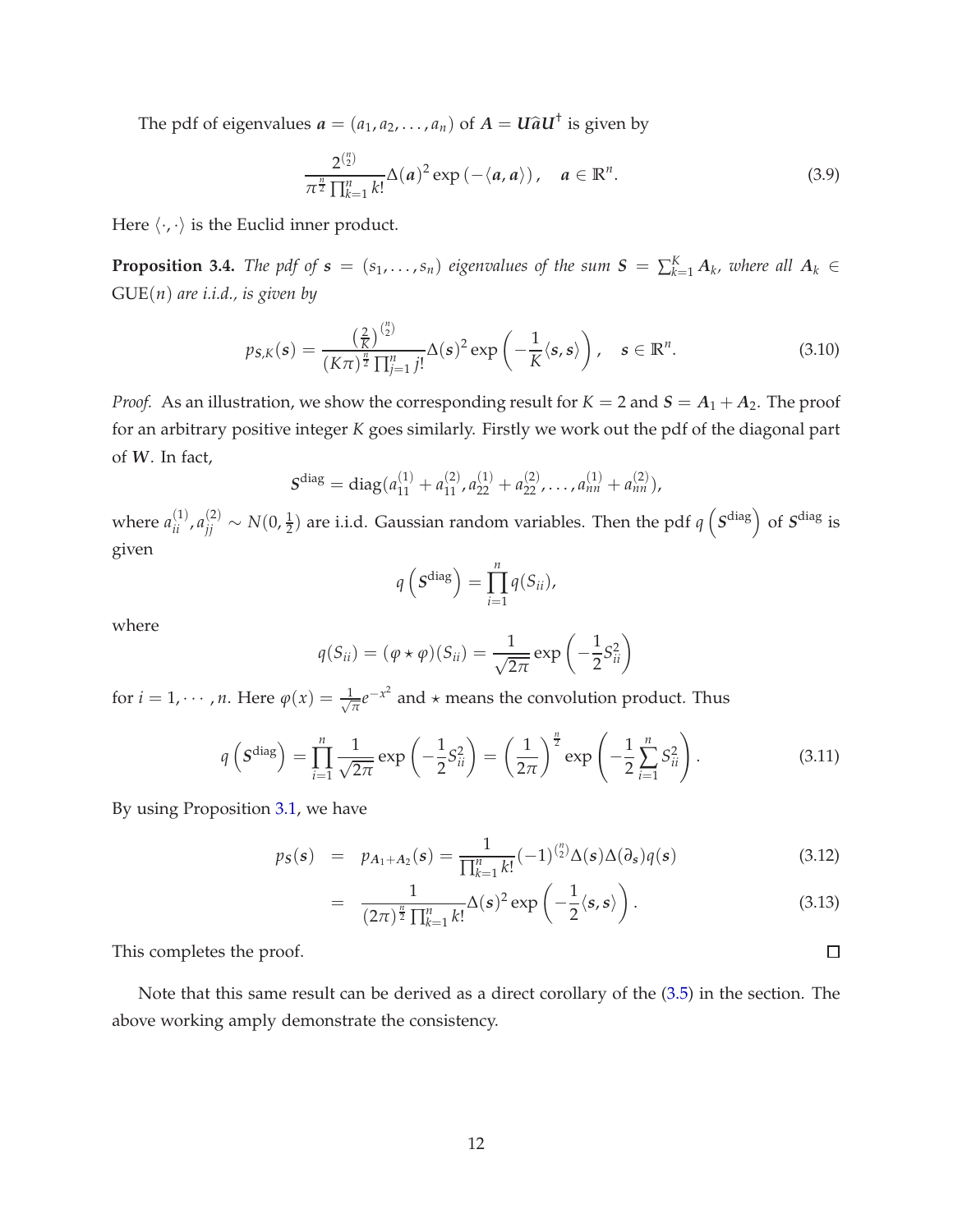The pdf of eigenvalues $\boldsymbol{a} = (a_1, a_2, \ldots, a_n)$ of $\boldsymbol{A} = \boldsymbol{U}\widehat{\boldsymbol{a}}\boldsymbol{U}^\dagger$ is given by

$$\frac{2^{\binom{n}{2}}}{\pi^{\frac{n}{2}}\prod_{k=1}^{n} k!}\Delta(\boldsymbol{a})^2 \exp\left(-\langle \boldsymbol{a}, \boldsymbol{a}\rangle\right), \quad \boldsymbol{a} \in \mathbb{R}^n. \tag{3.9}$$

Here $\langle \cdot, \cdot \rangle$ is the Euclid inner product.

**Proposition 3.4.** *The pdf of $\boldsymbol{s} = (s_1, \ldots, s_n)$ eigenvalues of the sum $\boldsymbol{S} = \sum_{k=1}^{K} \boldsymbol{A}_k$, where all $\boldsymbol{A}_k \in \mathrm{GUE}(n)$ are i.i.d., is given by*

$$p_{\boldsymbol{S},K}(\boldsymbol{s}) = \frac{\left(\frac{2}{K}\right)^{\binom{n}{2}}}{(K\pi)^{\frac{n}{2}}\prod_{j=1}^{n} j!}\Delta(\boldsymbol{s})^2 \exp\left(-\frac{1}{K}\langle \boldsymbol{s}, \boldsymbol{s}\rangle\right), \quad \boldsymbol{s} \in \mathbb{R}^n. \tag{3.10}$$

*Proof.* As an illustration, we show the corresponding result for $K = 2$ and $\boldsymbol{S} = \boldsymbol{A}_1 + \boldsymbol{A}_2$. The proof for an arbitrary positive integer $K$ goes similarly. Firstly we work out the pdf of the diagonal part of $\boldsymbol{W}$. In fact,

$$\boldsymbol{S}^{\mathrm{diag}} = \mathrm{diag}(a_{11}^{(1)} + a_{11}^{(2)}, a_{22}^{(1)} + a_{22}^{(2)}, \ldots, a_{nn}^{(1)} + a_{nn}^{(2)}),$$

where $a_{ii}^{(1)}, a_{jj}^{(2)} \sim N(0, \frac{1}{2})$ are i.i.d. Gaussian random variables. Then the pdf $q\left(\boldsymbol{S}^{\mathrm{diag}}\right)$ of $\boldsymbol{S}^{\mathrm{diag}}$ is given

$$q\left(\boldsymbol{S}^{\mathrm{diag}}\right) = \prod_{i=1}^{n} q(S_{ii}),$$

where

$$q(S_{ii}) = (\varphi \star \varphi)(S_{ii}) = \frac{1}{\sqrt{2\pi}} \exp\left(-\frac{1}{2}S_{ii}^2\right)$$

for $i = 1, \cdots, n$. Here $\varphi(x) = \frac{1}{\sqrt{\pi}}e^{-x^2}$ and $\star$ means the convolution product. Thus

$$q\left(\boldsymbol{S}^{\mathrm{diag}}\right) = \prod_{i=1}^{n} \frac{1}{\sqrt{2\pi}} \exp\left(-\frac{1}{2}S_{ii}^2\right) = \left(\frac{1}{2\pi}\right)^{\frac{n}{2}} \exp\left(-\frac{1}{2}\sum_{i=1}^{n} S_{ii}^2\right). \tag{3.11}$$

By using Proposition 3.1, we have

$$p_{\boldsymbol{S}}(\boldsymbol{s}) = p_{\boldsymbol{A}_1 + \boldsymbol{A}_2}(\boldsymbol{s}) = \frac{1}{\prod_{k=1}^{n} k!}(-1)^{\binom{n}{2}}\Delta(\boldsymbol{s})\Delta(\partial_{\boldsymbol{s}})q(\boldsymbol{s}) \tag{3.12}$$

$$= \frac{1}{(2\pi)^{\frac{n}{2}}\prod_{k=1}^{n} k!}\Delta(\boldsymbol{s})^2 \exp\left(-\frac{1}{2}\langle \boldsymbol{s}, \boldsymbol{s}\rangle\right). \tag{3.13}$$

This completes the proof. $\square$

Note that this same result can be derived as a direct corollary of the (3.5) in the section. The above working amply demonstrate the consistency.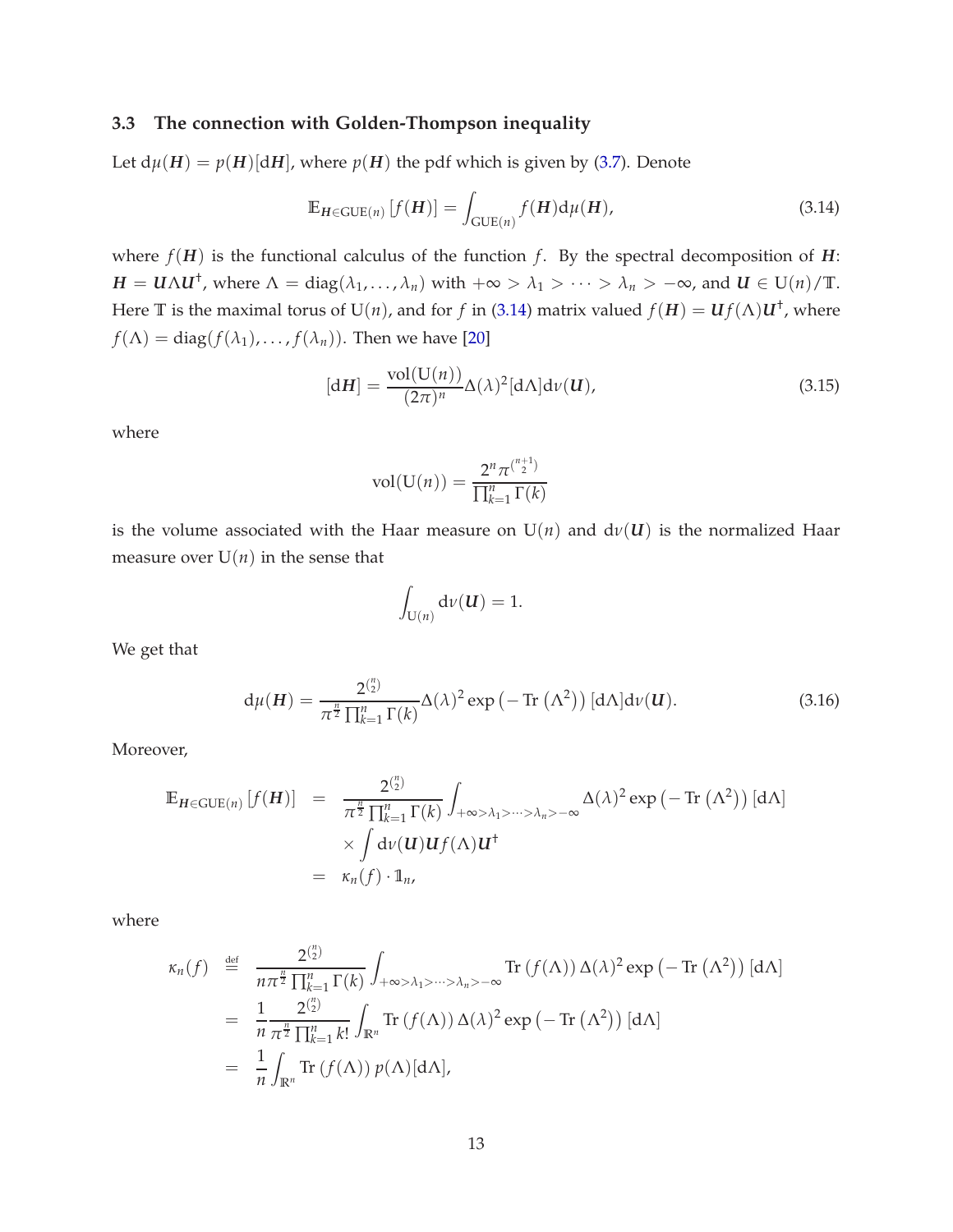### 3.3 The connection with Golden-Thompson inequality

Let $\mathrm{d}\mu(\boldsymbol{H}) = p(\boldsymbol{H})[\mathrm{d}\boldsymbol{H}]$, where $p(\boldsymbol{H})$ the pdf which is given by (3.7). Denote

$$\mathbb{E}_{\boldsymbol{H}\in\mathrm{GUE}(n)}\left[f(\boldsymbol{H})\right] = \int_{\mathrm{GUE}(n)} f(\boldsymbol{H})\mathrm{d}\mu(\boldsymbol{H}), \tag{3.14}$$

where $f(\boldsymbol{H})$ is the functional calculus of the function $f$. By the spectral decomposition of $\boldsymbol{H}$: $\boldsymbol{H} = \boldsymbol{U}\Lambda\boldsymbol{U}^\dagger$, where $\Lambda = \mathrm{diag}(\lambda_1,\ldots,\lambda_n)$ with $+\infty > \lambda_1 > \cdots > \lambda_n > -\infty$, and $\boldsymbol{U} \in \mathrm{U}(n)/\mathbb{T}$. Here $\mathbb{T}$ is the maximal torus of $\mathrm{U}(n)$, and for $f$ in (3.14) matrix valued $f(\boldsymbol{H}) = \boldsymbol{U}f(\Lambda)\boldsymbol{U}^\dagger$, where $f(\Lambda) = \mathrm{diag}(f(\lambda_1),\ldots,f(\lambda_n))$. Then we have [20]

$$[\mathrm{d}\boldsymbol{H}] = \frac{\mathrm{vol}(\mathrm{U}(n))}{(2\pi)^n}\Delta(\lambda)^2[\mathrm{d}\Lambda]\mathrm{d}\nu(\boldsymbol{U}), \tag{3.15}$$

where

$$\mathrm{vol}(\mathrm{U}(n)) = \frac{2^n\pi^{\binom{n+1}{2}}}{\prod_{k=1}^n\Gamma(k)}$$

is the volume associated with the Haar measure on $\mathrm{U}(n)$ and $\mathrm{d}\nu(\boldsymbol{U})$ is the normalized Haar measure over $\mathrm{U}(n)$ in the sense that

$$\int_{\mathrm{U}(n)}\mathrm{d}\nu(\boldsymbol{U}) = 1.$$

We get that

$$\mathrm{d}\mu(\boldsymbol{H}) = \frac{2^{\binom{n}{2}}}{\pi^{\frac{n}{2}}\prod_{k=1}^n\Gamma(k)}\Delta(\lambda)^2\exp\left(-\mathrm{Tr}\left(\Lambda^2\right)\right)[\mathrm{d}\Lambda]\mathrm{d}\nu(\boldsymbol{U}). \tag{3.16}$$

Moreover,

$$\begin{aligned}
\mathbb{E}_{\boldsymbol{H}\in\mathrm{GUE}(n)}\left[f(\boldsymbol{H})\right] &= \frac{2^{\binom{n}{2}}}{\pi^{\frac{n}{2}}\prod_{k=1}^n\Gamma(k)}\int_{+\infty>\lambda_1>\cdots>\lambda_n>-\infty}\Delta(\lambda)^2\exp\left(-\mathrm{Tr}\left(\Lambda^2\right)\right)[\mathrm{d}\Lambda] \\
&\quad\times\int\mathrm{d}\nu(\boldsymbol{U})\boldsymbol{U}f(\Lambda)\boldsymbol{U}^\dagger \\
&= \kappa_n(f)\cdot\mathbb{1}_n,
\end{aligned}$$

where

$$\begin{aligned}
\kappa_n(f) &\stackrel{\text{def}}{=} \frac{2^{\binom{n}{2}}}{n\pi^{\frac{n}{2}}\prod_{k=1}^n\Gamma(k)}\int_{+\infty>\lambda_1>\cdots>\lambda_n>-\infty}\mathrm{Tr}\left(f(\Lambda)\right)\Delta(\lambda)^2\exp\left(-\mathrm{Tr}\left(\Lambda^2\right)\right)[\mathrm{d}\Lambda] \\
&= \frac{1}{n}\frac{2^{\binom{n}{2}}}{\pi^{\frac{n}{2}}\prod_{k=1}^n k!}\int_{\mathbb{R}^n}\mathrm{Tr}\left(f(\Lambda)\right)\Delta(\lambda)^2\exp\left(-\mathrm{Tr}\left(\Lambda^2\right)\right)[\mathrm{d}\Lambda] \\
&= \frac{1}{n}\int_{\mathbb{R}^n}\mathrm{Tr}\left(f(\Lambda)\right)p(\Lambda)[\mathrm{d}\Lambda],
\end{aligned}$$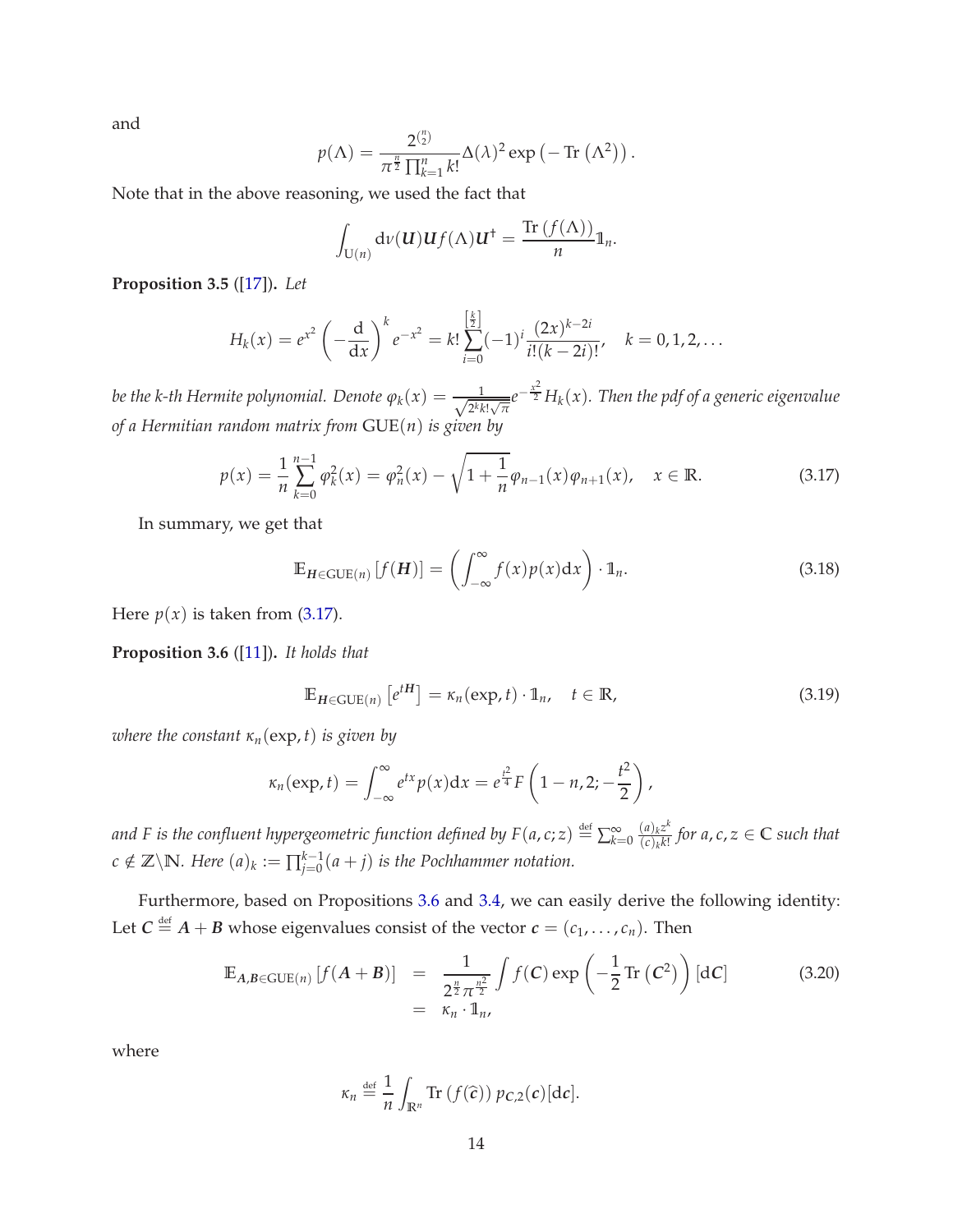and

$$p(\Lambda) = \frac{2^{\binom{n}{2}}}{\pi^{\frac{n}{2}} \prod_{k=1}^{n} k!} \Delta(\lambda)^2 \exp\left(-\operatorname{Tr}\left(\Lambda^2\right)\right).$$

Note that in the above reasoning, we used the fact that

$$\int_{\mathrm{U}(n)} \mathrm{d}\nu(\boldsymbol{U}) \boldsymbol{U} f(\Lambda) \boldsymbol{U}^\dagger = \frac{\operatorname{Tr}\left(f(\Lambda)\right)}{n} \mathbb{1}_n.$$

**Proposition 3.5** ([17]). *Let*

$$H_k(x) = e^{x^2} \left(-\frac{\mathrm{d}}{\mathrm{d}x}\right)^k e^{-x^2} = k! \sum_{i=0}^{\left[\frac{k}{2}\right]} (-1)^i \frac{(2x)^{k-2i}}{i!(k-2i)!}, \quad k = 0, 1, 2, \ldots$$

*be the k-th Hermite polynomial. Denote* $\varphi_k(x) = \frac{1}{\sqrt{2^k k! \sqrt{\pi}}} e^{-\frac{x^2}{2}} H_k(x)$. *Then the pdf of a generic eigenvalue of a Hermitian random matrix from* $\mathrm{GUE}(n)$ *is given by*

$$p(x) = \frac{1}{n} \sum_{k=0}^{n-1} \varphi_k^2(x) = \varphi_n^2(x) - \sqrt{1 + \frac{1}{n}} \varphi_{n-1}(x) \varphi_{n+1}(x), \quad x \in \mathbb{R}. \tag{3.17}$$

In summary, we get that

$$\mathbb{E}_{\boldsymbol{H} \in \mathrm{GUE}(n)}\left[f(\boldsymbol{H})\right] = \left(\int_{-\infty}^{\infty} f(x) p(x) \mathrm{d}x\right) \cdot \mathbb{1}_n. \tag{3.18}$$

Here $p(x)$ is taken from (3.17).

**Proposition 3.6** ([11]). *It holds that*

$$\mathbb{E}_{\boldsymbol{H} \in \mathrm{GUE}(n)}\left[e^{t\boldsymbol{H}}\right] = \kappa_n(\exp, t) \cdot \mathbb{1}_n, \quad t \in \mathbb{R}, \tag{3.19}$$

*where the constant* $\kappa_n(\exp, t)$ *is given by*

$$\kappa_n(\exp, t) = \int_{-\infty}^{\infty} e^{tx} p(x) \mathrm{d}x = e^{\frac{t^2}{4}} F\left(1 - n, 2; -\frac{t^2}{2}\right),$$

*and F is the confluent hypergeometric function defined by* $F(a, c; z) \stackrel{\text{def}}{=} \sum_{k=0}^{\infty} \frac{(a)_k z^k}{(c)_k k!}$ *for* $a, c, z \in \mathbb{C}$ *such that* $c \notin \mathbb{Z} \backslash \mathbb{N}$. *Here* $(a)_k := \prod_{j=0}^{k-1} (a + j)$ *is the Pochhammer notation.*

Furthermore, based on Propositions 3.6 and 3.4, we can easily derive the following identity: Let $\boldsymbol{C} \stackrel{\text{def}}{=} \boldsymbol{A} + \boldsymbol{B}$ whose eigenvalues consist of the vector $\boldsymbol{c} = (c_1, \ldots, c_n)$. Then

$$\begin{aligned}
\mathbb{E}_{\boldsymbol{A}, \boldsymbol{B} \in \mathrm{GUE}(n)}\left[f(\boldsymbol{A} + \boldsymbol{B})\right] &= \frac{1}{2^{\frac{n}{2}} \pi^{\frac{n^2}{2}}} \int f(\boldsymbol{C}) \exp\left(-\frac{1}{2} \operatorname{Tr}\left(\boldsymbol{C}^2\right)\right) [\mathrm{d}\boldsymbol{C}] \\
&= \kappa_n \cdot \mathbb{1}_n,
\end{aligned} \tag{3.20}$$

where

$$\kappa_n \stackrel{\text{def}}{=} \frac{1}{n} \int_{\mathbb{R}^n} \operatorname{Tr}\left(f(\widehat{\boldsymbol{c}})\right) p_{C,2}(\boldsymbol{c}) [\mathrm{d}\boldsymbol{c}].$$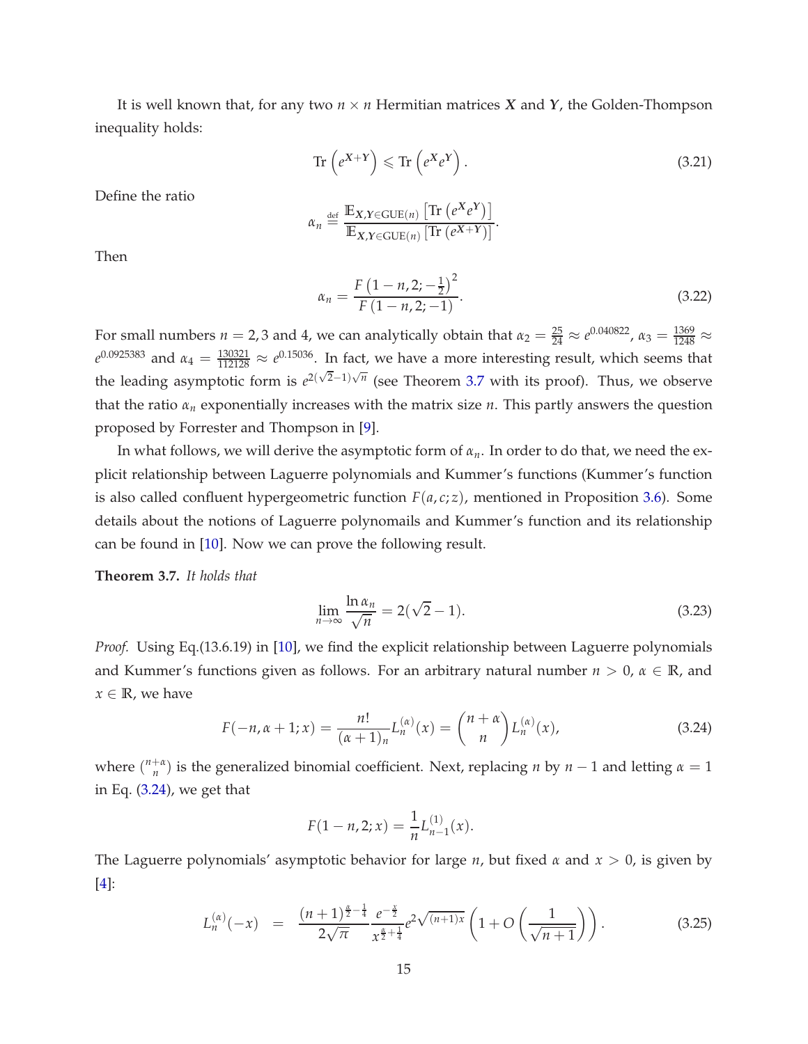It is well known that, for any two $n \times n$ Hermitian matrices $\boldsymbol{X}$ and $\boldsymbol{Y}$, the Golden-Thompson inequality holds:

$$\mathrm{Tr}\left(e^{\boldsymbol{X}+\boldsymbol{Y}}\right) \leqslant \mathrm{Tr}\left(e^{\boldsymbol{X}} e^{\boldsymbol{Y}}\right). \tag{3.21}$$

Define the ratio

$$\alpha_n \stackrel{\text{def}}{=} \frac{\mathbb{E}_{\boldsymbol{X},\boldsymbol{Y}\in \mathrm{GUE}(n)}\left[\mathrm{Tr}\left(e^{\boldsymbol{X}} e^{\boldsymbol{Y}}\right)\right]}{\mathbb{E}_{\boldsymbol{X},\boldsymbol{Y}\in \mathrm{GUE}(n)}\left[\mathrm{Tr}\left(e^{\boldsymbol{X}+\boldsymbol{Y}}\right)\right]}.$$

Then

$$\alpha_n = \frac{F\left(1-n,2;-\frac{1}{2}\right)^2}{F\left(1-n,2;-1\right)}. \tag{3.22}$$

For small numbers $n = 2, 3$ and $4$, we can analytically obtain that $\alpha_2 = \frac{25}{24} \approx e^{0.040822}$, $\alpha_3 = \frac{1369}{1248} \approx e^{0.0925383}$ and $\alpha_4 = \frac{130321}{112128} \approx e^{0.15036}$. In fact, we have a more interesting result, which seems that the leading asymptotic form is $e^{2(\sqrt{2}-1)\sqrt{n}}$ (see Theorem 3.7 with its proof). Thus, we observe that the ratio $\alpha_n$ exponentially increases with the matrix size $n$. This partly answers the question proposed by Forrester and Thompson in [9].

In what follows, we will derive the asymptotic form of $\alpha_n$. In order to do that, we need the explicit relationship between Laguerre polynomials and Kummer's functions (Kummer's function is also called confluent hypergeometric function $F(a,c;z)$, mentioned in Proposition 3.6). Some details about the notions of Laguerre polynomails and Kummer's function and its relationship can be found in [10]. Now we can prove the following result.

**Theorem 3.7.** *It holds that*

$$\lim_{n\to\infty} \frac{\ln \alpha_n}{\sqrt{n}} = 2(\sqrt{2}-1). \tag{3.23}$$

*Proof.* Using Eq.(13.6.19) in [10], we find the explicit relationship between Laguerre polynomials and Kummer's functions given as follows. For an arbitrary natural number $n > 0$, $\alpha \in \mathbb{R}$, and $x \in \mathbb{R}$, we have

$$F(-n, \alpha+1; x) = \frac{n!}{(\alpha+1)_n} L_n^{(\alpha)}(x) = \binom{n+\alpha}{n} L_n^{(\alpha)}(x), \tag{3.24}$$

where $\binom{n+\alpha}{n}$ is the generalized binomial coefficient. Next, replacing $n$ by $n-1$ and letting $\alpha = 1$ in Eq. (3.24), we get that

$$F(1-n, 2; x) = \frac{1}{n} L_{n-1}^{(1)}(x).$$

The Laguerre polynomials' asymptotic behavior for large $n$, but fixed $\alpha$ and $x > 0$, is given by [4]:

$$L_n^{(\alpha)}(-x) = \frac{(n+1)^{\frac{\alpha}{2}-\frac{1}{4}}}{2\sqrt{\pi}} \frac{e^{-\frac{x}{2}}}{x^{\frac{\alpha}{2}+\frac{1}{4}}} e^{2\sqrt{(n+1)x}} \left(1 + O\left(\frac{1}{\sqrt{n+1}}\right)\right). \tag{3.25}$$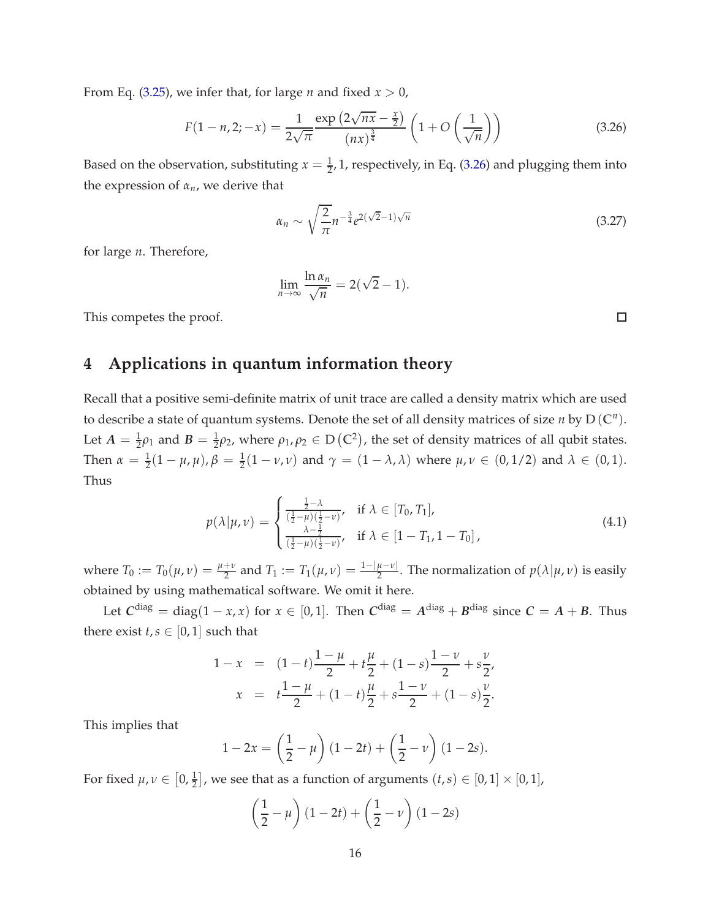From Eq. (3.25), we infer that, for large $n$ and fixed $x > 0$,

$$F(1-n,2;-x) = \frac{1}{2\sqrt{\pi}} \frac{\exp\left(2\sqrt{nx} - \frac{x}{2}\right)}{(nx)^{\frac{3}{4}}} \left(1 + O\left(\frac{1}{\sqrt{n}}\right)\right) \tag{3.26}$$

Based on the observation, substituting $x = \frac{1}{2}, 1$, respectively, in Eq. (3.26) and plugging them into the expression of $\alpha_n$, we derive that

$$\alpha_n \sim \sqrt{\frac{2}{\pi}} n^{-\frac{3}{4}} e^{2(\sqrt{2}-1)\sqrt{n}} \tag{3.27}$$

for large $n$. Therefore,

$$\lim_{n\to\infty} \frac{\ln \alpha_n}{\sqrt{n}} = 2(\sqrt{2}-1).$$

This competes the proof. □

## 4 Applications in quantum information theory

Recall that a positive semi-definite matrix of unit trace are called a density matrix which are used to describe a state of quantum systems. Denote the set of all density matrices of size $n$ by $\mathrm{D}(\mathbb{C}^n)$. Let $\boldsymbol{A} = \frac{1}{2}\rho_1$ and $\boldsymbol{B} = \frac{1}{2}\rho_2$, where $\rho_1, \rho_2 \in \mathrm{D}(\mathbb{C}^2)$, the set of density matrices of all qubit states. Then $\alpha = \frac{1}{2}(1-\mu, \mu), \beta = \frac{1}{2}(1-\nu, \nu)$ and $\gamma = (1-\lambda, \lambda)$ where $\mu, \nu \in (0, 1/2)$ and $\lambda \in (0,1)$. Thus

$$p(\lambda|\mu,\nu) = \begin{cases} \frac{\frac{1}{2}-\lambda}{(\frac{1}{2}-\mu)(\frac{1}{2}-\nu)}, & \text{if } \lambda \in [T_0, T_1], \\ \frac{\lambda-\frac{1}{2}}{(\frac{1}{2}-\mu)(\frac{1}{2}-\nu)}, & \text{if } \lambda \in [1-T_1, 1-T_0], \end{cases} \tag{4.1}$$

where $T_0 := T_0(\mu,\nu) = \frac{\mu+\nu}{2}$ and $T_1 := T_1(\mu,\nu) = \frac{1-|\mu-\nu|}{2}$. The normalization of $p(\lambda|\mu,\nu)$ is easily obtained by using mathematical software. We omit it here.

Let $\boldsymbol{C}^{\mathrm{diag}} = \mathrm{diag}(1-x, x)$ for $x \in [0,1]$. Then $\boldsymbol{C}^{\mathrm{diag}} = \boldsymbol{A}^{\mathrm{diag}} + \boldsymbol{B}^{\mathrm{diag}}$ since $\boldsymbol{C} = \boldsymbol{A} + \boldsymbol{B}$. Thus there exist $t, s \in [0,1]$ such that

$$\begin{aligned} 1-x &= (1-t)\frac{1-\mu}{2} + t\frac{\mu}{2} + (1-s)\frac{1-\nu}{2} + s\frac{\nu}{2}, \\ x &= t\frac{1-\mu}{2} + (1-t)\frac{\mu}{2} + s\frac{1-\nu}{2} + (1-s)\frac{\nu}{2}. \end{aligned}$$

This implies that

$$1-2x = \left(\frac{1}{2}-\mu\right)(1-2t) + \left(\frac{1}{2}-\nu\right)(1-2s).$$

For fixed $\mu, \nu \in \left[0, \frac{1}{2}\right]$, we see that as a function of arguments $(t,s) \in [0,1] \times [0,1]$,

$$\left(\frac{1}{2}-\mu\right)(1-2t) + \left(\frac{1}{2}-\nu\right)(1-2s)$$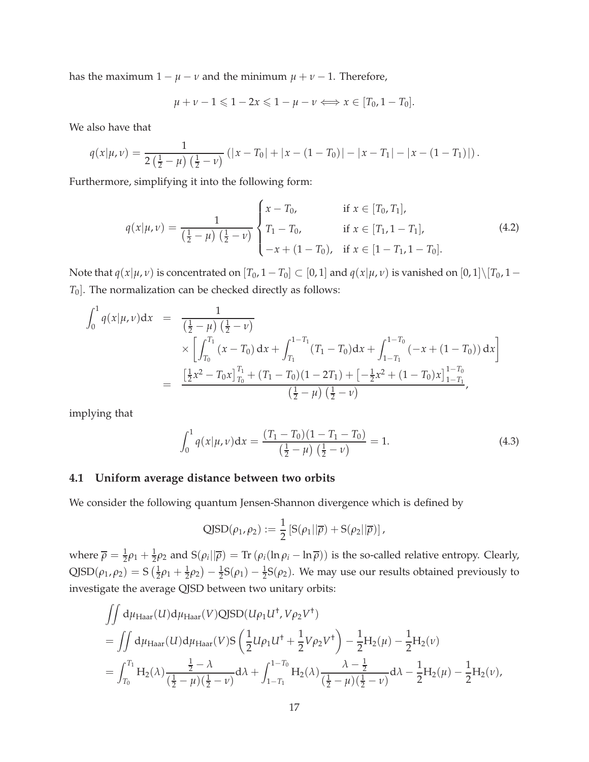has the maximum $1 - \mu - \nu$ and the minimum $\mu + \nu - 1$. Therefore,

$$\mu + \nu - 1 \leqslant 1 - 2x \leqslant 1 - \mu - \nu \Longleftrightarrow x \in [T_0, 1 - T_0].$$

We also have that

$$q(x|\mu,\nu) = \frac{1}{2\left(\frac{1}{2}-\mu\right)\left(\frac{1}{2}-\nu\right)} \left(|x - T_0| + |x - (1-T_0)| - |x - T_1| - |x - (1-T_1)|\right).$$

Furthermore, simplifying it into the following form:

$$q(x|\mu,\nu) = \frac{1}{\left(\frac{1}{2}-\mu\right)\left(\frac{1}{2}-\nu\right)} \begin{cases} x - T_0, & \text{if } x \in [T_0, T_1], \\ T_1 - T_0, & \text{if } x \in [T_1, 1-T_1], \\ -x + (1 - T_0), & \text{if } x \in [1-T_1, 1-T_0]. \end{cases} \tag{4.2}$$

Note that $q(x|\mu,\nu)$ is concentrated on $[T_0, 1-T_0] \subset [0,1]$ and $q(x|\mu,\nu)$ is vanished on $[0,1]\backslash[T_0, 1-T_0]$. The normalization can be checked directly as follows:

$$\begin{aligned} \int_0^1 q(x|\mu,\nu)\mathrm{d}x &= \frac{1}{\left(\frac{1}{2}-\mu\right)\left(\frac{1}{2}-\nu\right)} \\ &\quad \times \left[\int_{T_0}^{T_1}(x - T_0)\,\mathrm{d}x + \int_{T_1}^{1-T_1}(T_1 - T_0)\mathrm{d}x + \int_{1-T_1}^{1-T_0}(-x + (1-T_0))\,\mathrm{d}x\right] \\ &= \frac{\left[\frac{1}{2}x^2 - T_0 x\right]_{T_0}^{T_1} + (T_1 - T_0)(1-2T_1) + \left[-\frac{1}{2}x^2 + (1-T_0)x\right]_{1-T_1}^{1-T_0}}{\left(\frac{1}{2}-\mu\right)\left(\frac{1}{2}-\nu\right)}, \end{aligned}$$

implying that

$$\int_0^1 q(x|\mu,\nu)\mathrm{d}x = \frac{(T_1 - T_0)(1 - T_1 - T_0)}{\left(\frac{1}{2}-\mu\right)\left(\frac{1}{2}-\nu\right)} = 1. \tag{4.3}$$

### 4.1 Uniform average distance between two orbits

We consider the following quantum Jensen-Shannon divergence which is defined by

$$\mathrm{QJSD}(\rho_1, \rho_2) := \frac{1}{2}\left[\mathrm{S}(\rho_1||\overline{\rho}) + \mathrm{S}(\rho_2||\overline{\rho})\right],$$

where $\overline{\rho} = \frac{1}{2}\rho_1 + \frac{1}{2}\rho_2$ and $\mathrm{S}(\rho_i||\overline{\rho}) = \mathrm{Tr}\left(\rho_i(\ln\rho_i - \ln\overline{\rho})\right)$ is the so-called relative entropy. Clearly, $\mathrm{QJSD}(\rho_1,\rho_2) = \mathrm{S}\left(\frac{1}{2}\rho_1 + \frac{1}{2}\rho_2\right) - \frac{1}{2}\mathrm{S}(\rho_1) - \frac{1}{2}\mathrm{S}(\rho_2)$. We may use our results obtained previously to investigate the average QJSD between two unitary orbits:

$$\begin{aligned} &\iint \mathrm{d}\mu_{\mathrm{Haar}}(U)\mathrm{d}\mu_{\mathrm{Haar}}(V)\mathrm{QJSD}(U\rho_1 U^\dagger, V\rho_2 V^\dagger) \\ &= \iint \mathrm{d}\mu_{\mathrm{Haar}}(U)\mathrm{d}\mu_{\mathrm{Haar}}(V)\mathrm{S}\left(\frac{1}{2}U\rho_1 U^\dagger + \frac{1}{2}V\rho_2 V^\dagger\right) - \frac{1}{2}\mathrm{H}_2(\mu) - \frac{1}{2}\mathrm{H}_2(\nu) \\ &= \int_{T_0}^{T_1} \mathrm{H}_2(\lambda)\frac{\frac{1}{2}-\lambda}{(\frac{1}{2}-\mu)(\frac{1}{2}-\nu)}\mathrm{d}\lambda + \int_{1-T_1}^{1-T_0} \mathrm{H}_2(\lambda)\frac{\lambda - \frac{1}{2}}{(\frac{1}{2}-\mu)(\frac{1}{2}-\nu)}\mathrm{d}\lambda - \frac{1}{2}\mathrm{H}_2(\mu) - \frac{1}{2}\mathrm{H}_2(\nu), \end{aligned}$$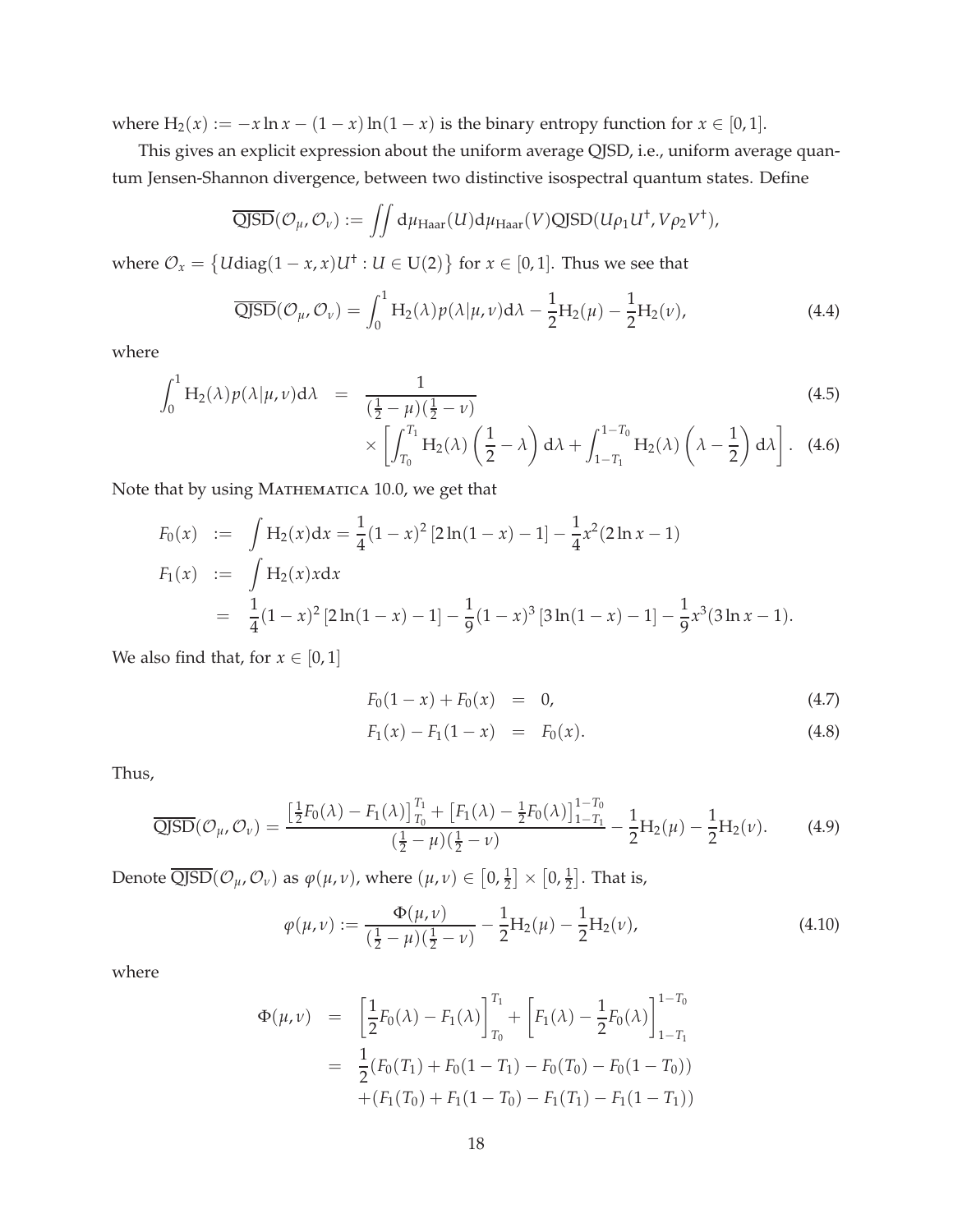where $\mathrm{H}_2(x) := -x \ln x - (1-x)\ln(1-x)$ is the binary entropy function for $x \in [0,1]$.

This gives an explicit expression about the uniform average QJSD, i.e., uniform average quantum Jensen-Shannon divergence, between two distinctive isospectral quantum states. Define

$$\overline{\mathrm{QJSD}}(\mathcal{O}_\mu, \mathcal{O}_\nu) := \iint \mathrm{d}\mu_{\mathrm{Haar}}(U)\mathrm{d}\mu_{\mathrm{Haar}}(V)\mathrm{QJSD}(U\rho_1 U^\dagger, V\rho_2 V^\dagger),$$

where $\mathcal{O}_x = \left\{U\mathrm{diag}(1-x, x)U^\dagger : U \in \mathrm{U}(2)\right\}$ for $x \in [0,1]$. Thus we see that

$$\overline{\mathrm{QJSD}}(\mathcal{O}_\mu, \mathcal{O}_\nu) = \int_0^1 \mathrm{H}_2(\lambda)p(\lambda|\mu,\nu)\mathrm{d}\lambda - \frac{1}{2}\mathrm{H}_2(\mu) - \frac{1}{2}\mathrm{H}_2(\nu), \tag{4.4}$$

where

$$\begin{aligned}\int_0^1 \mathrm{H}_2(\lambda)p(\lambda|\mu,\nu)\mathrm{d}\lambda &= \frac{1}{(\frac{1}{2}-\mu)(\frac{1}{2}-\nu)} &(4.5)\\ &\quad\times \left[\int_{T_0}^{T_1} \mathrm{H}_2(\lambda)\left(\frac{1}{2}-\lambda\right)\mathrm{d}\lambda + \int_{1-T_1}^{1-T_0} \mathrm{H}_2(\lambda)\left(\lambda - \frac{1}{2}\right)\mathrm{d}\lambda\right]. &(4.6)\end{aligned}$$

Note that by using MATHEMATICA 10.0, we get that

$$\begin{aligned}F_0(x) &:= \int \mathrm{H}_2(x)\mathrm{d}x = \frac{1}{4}(1-x)^2\left[2\ln(1-x)-1\right] - \frac{1}{4}x^2(2\ln x - 1)\\ F_1(x) &:= \int \mathrm{H}_2(x)x\mathrm{d}x\\ &= \frac{1}{4}(1-x)^2\left[2\ln(1-x)-1\right] - \frac{1}{9}(1-x)^3\left[3\ln(1-x)-1\right] - \frac{1}{9}x^3(3\ln x - 1).\end{aligned}$$

We also find that, for $x \in [0,1]$

$$\begin{aligned}F_0(1-x) + F_0(x) &= 0, &(4.7)\\ F_1(x) - F_1(1-x) &= F_0(x). &(4.8)\end{aligned}$$

Thus,

$$\overline{\mathrm{QJSD}}(\mathcal{O}_\mu, \mathcal{O}_\nu) = \frac{\left[\frac{1}{2}F_0(\lambda) - F_1(\lambda)\right]_{T_0}^{T_1} + \left[F_1(\lambda) - \frac{1}{2}F_0(\lambda)\right]_{1-T_1}^{1-T_0}}{(\frac{1}{2}-\mu)(\frac{1}{2}-\nu)} - \frac{1}{2}\mathrm{H}_2(\mu) - \frac{1}{2}\mathrm{H}_2(\nu). \tag{4.9}$$

Denote $\overline{\mathrm{QJSD}}(\mathcal{O}_\mu, \mathcal{O}_\nu)$ as $\varphi(\mu,\nu)$, where $(\mu,\nu) \in \left[0,\frac{1}{2}\right] \times \left[0,\frac{1}{2}\right]$. That is,

$$\varphi(\mu,\nu) := \frac{\Phi(\mu,\nu)}{(\frac{1}{2}-\mu)(\frac{1}{2}-\nu)} - \frac{1}{2}\mathrm{H}_2(\mu) - \frac{1}{2}\mathrm{H}_2(\nu), \tag{4.10}$$

where

$$\begin{aligned}\Phi(\mu,\nu) &= \left[\frac{1}{2}F_0(\lambda) - F_1(\lambda)\right]_{T_0}^{T_1} + \left[F_1(\lambda) - \frac{1}{2}F_0(\lambda)\right]_{1-T_1}^{1-T_0}\\ &= \frac{1}{2}(F_0(T_1) + F_0(1-T_1) - F_0(T_0) - F_0(1-T_0))\\ &\quad + (F_1(T_0) + F_1(1-T_0) - F_1(T_1) - F_1(1-T_1))\end{aligned}$$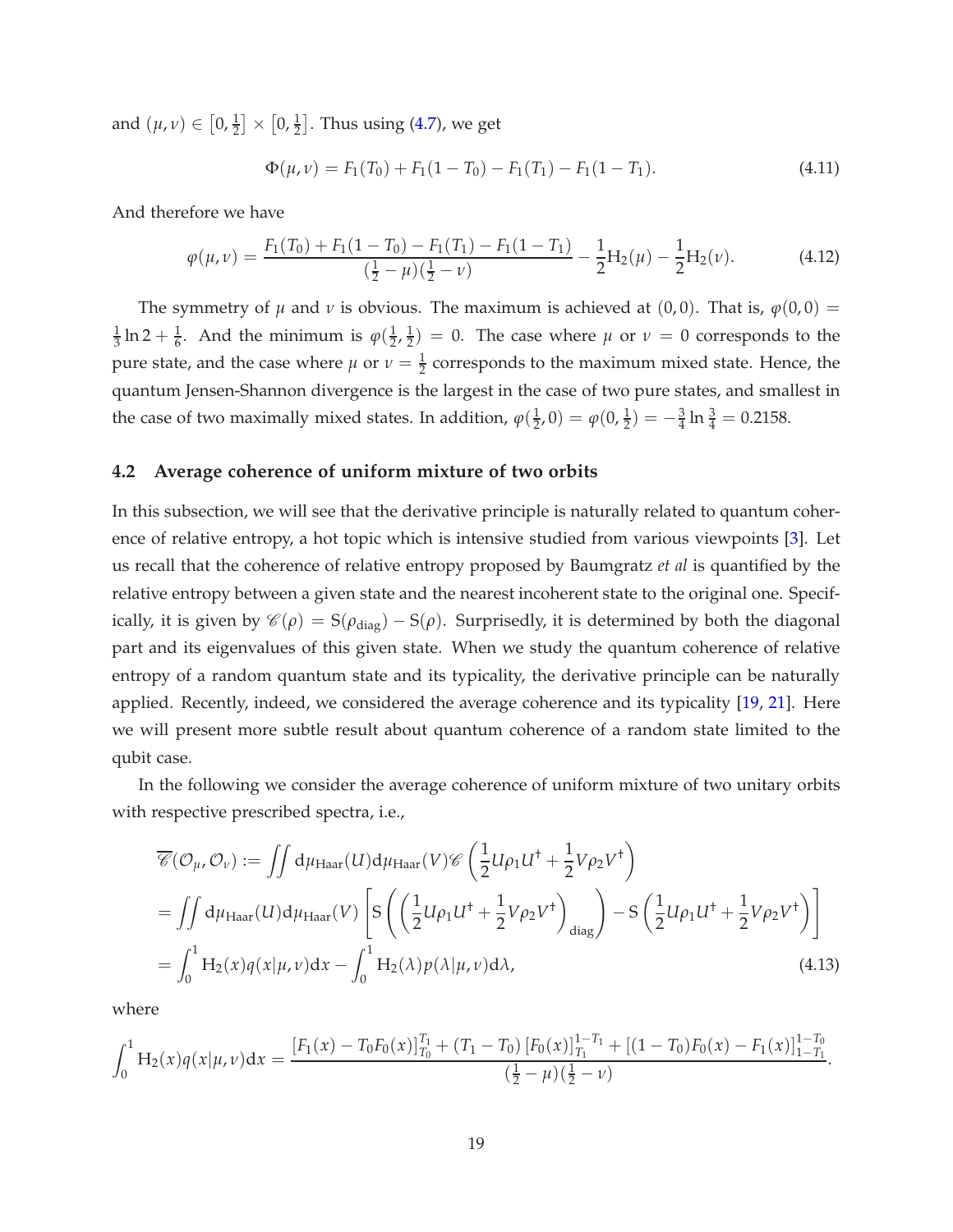and $(\mu,\nu) \in \left[0,\frac{1}{2}\right] \times \left[0,\frac{1}{2}\right]$. Thus using (4.7), we get

$$\Phi(\mu,\nu) = F_1(T_0) + F_1(1-T_0) - F_1(T_1) - F_1(1-T_1). \tag{4.11}$$

And therefore we have

$$\varphi(\mu,\nu) = \frac{F_1(T_0) + F_1(1-T_0) - F_1(T_1) - F_1(1-T_1)}{(\frac{1}{2}-\mu)(\frac{1}{2}-\nu)} - \frac{1}{2}\mathrm{H}_2(\mu) - \frac{1}{2}\mathrm{H}_2(\nu). \tag{4.12}$$

The symmetry of $\mu$ and $\nu$ is obvious. The maximum is achieved at $(0,0)$. That is, $\varphi(0,0) = \frac{1}{3}\ln 2 + \frac{1}{6}$. And the minimum is $\varphi(\frac{1}{2},\frac{1}{2}) = 0$. The case where $\mu$ or $\nu = 0$ corresponds to the pure state, and the case where $\mu$ or $\nu = \frac{1}{2}$ corresponds to the maximum mixed state. Hence, the quantum Jensen-Shannon divergence is the largest in the case of two pure states, and smallest in the case of two maximally mixed states. In addition, $\varphi(\frac{1}{2},0) = \varphi(0,\frac{1}{2}) = -\frac{3}{4}\ln\frac{3}{4} = 0.2158$.

## 4.2 Average coherence of uniform mixture of two orbits

In this subsection, we will see that the derivative principle is naturally related to quantum coherence of relative entropy, a hot topic which is intensive studied from various viewpoints [3]. Let us recall that the coherence of relative entropy proposed by Baumgratz *et al* is quantified by the relative entropy between a given state and the nearest incoherent state to the original one. Specifically, it is given by $\mathscr{C}(\rho) = \mathrm{S}(\rho_{\text{diag}}) - \mathrm{S}(\rho)$. Surprisedly, it is determined by both the diagonal part and its eigenvalues of this given state. When we study the quantum coherence of relative entropy of a random quantum state and its typicality, the derivative principle can be naturally applied. Recently, indeed, we considered the average coherence and its typicality [19, 21]. Here we will present more subtle result about quantum coherence of a random state limited to the qubit case.

In the following we consider the average coherence of uniform mixture of two unitary orbits with respective prescribed spectra, i.e.,

$$\begin{aligned}
\overline{\mathscr{C}}(\mathcal{O}_\mu,\mathcal{O}_\nu) &:= \iint \mathrm{d}\mu_{\text{Haar}}(U)\mathrm{d}\mu_{\text{Haar}}(V)\mathscr{C}\left(\frac{1}{2}U\rho_1U^\dagger + \frac{1}{2}V\rho_2V^\dagger\right) \\
&= \iint \mathrm{d}\mu_{\text{Haar}}(U)\mathrm{d}\mu_{\text{Haar}}(V)\left[\mathrm{S}\left(\left(\frac{1}{2}U\rho_1U^\dagger + \frac{1}{2}V\rho_2V^\dagger\right)_{\text{diag}}\right) - \mathrm{S}\left(\frac{1}{2}U\rho_1U^\dagger + \frac{1}{2}V\rho_2V^\dagger\right)\right] \\
&= \int_0^1 \mathrm{H}_2(x)q(x|\mu,\nu)\mathrm{d}x - \int_0^1 \mathrm{H}_2(\lambda)p(\lambda|\mu,\nu)\mathrm{d}\lambda,
\end{aligned} \tag{4.13}$$

where

$$\int_0^1 \mathrm{H}_2(x)q(x|\mu,\nu)\mathrm{d}x = \frac{\left[F_1(x) - T_0F_0(x)\right]_{T_0}^{T_1} + (T_1-T_0)\left[F_0(x)\right]_{T_1}^{1-T_1} + \left[(1-T_0)F_0(x) - F_1(x)\right]_{1-T_1}^{1-T_0}}{(\frac{1}{2}-\mu)(\frac{1}{2}-\nu)}.$$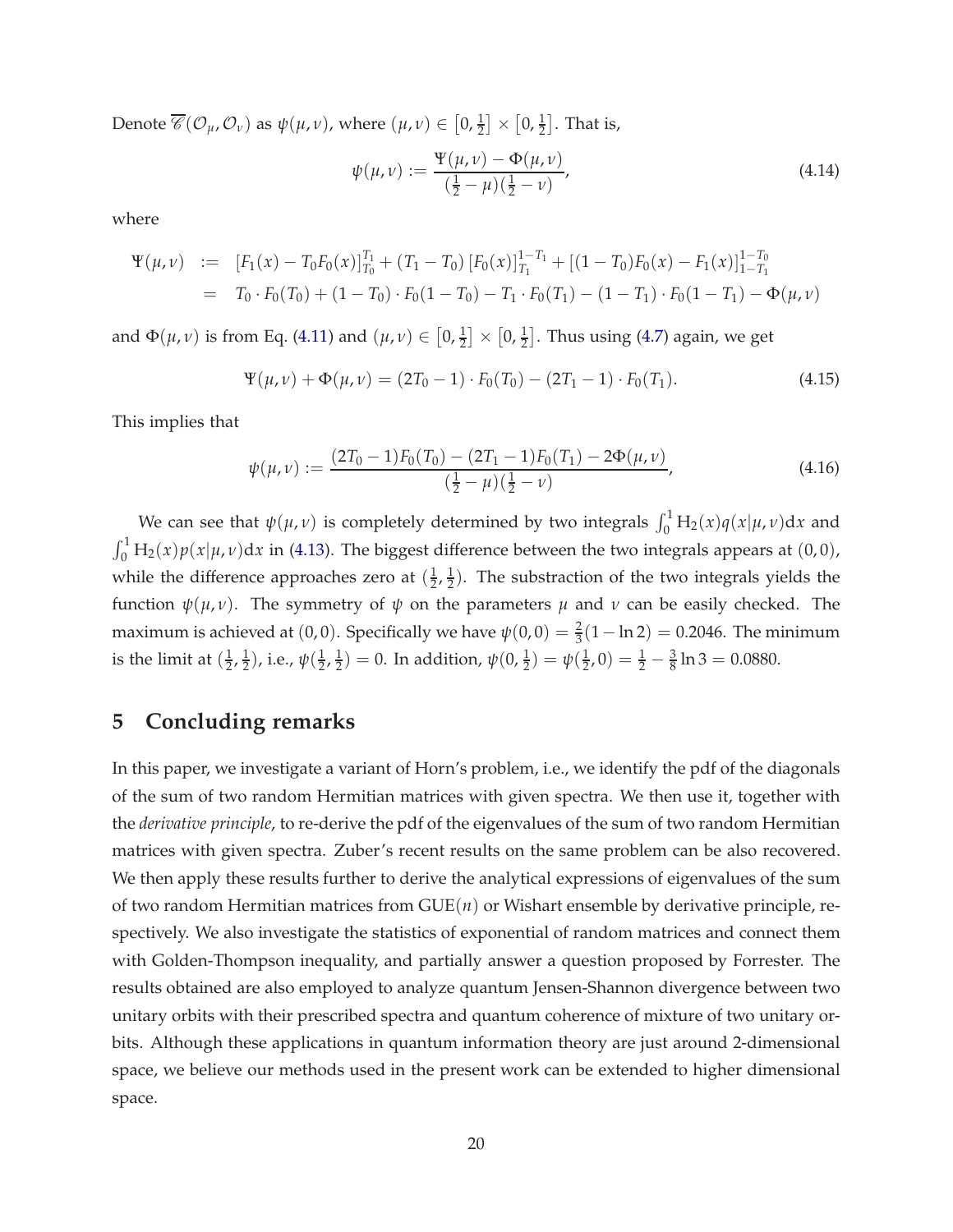Denote $\overline{\mathscr{C}}(\mathcal{O}_\mu, \mathcal{O}_\nu)$ as $\psi(\mu,\nu)$, where $(\mu,\nu) \in \left[0, \frac{1}{2}\right] \times \left[0, \frac{1}{2}\right]$. That is,

$$\psi(\mu,\nu) := \frac{\Psi(\mu,\nu) - \Phi(\mu,\nu)}{(\frac{1}{2}-\mu)(\frac{1}{2}-\nu)}, \tag{4.14}$$

where

$$\begin{aligned}\Psi(\mu,\nu) &:= [F_1(x) - T_0F_0(x)]_{T_0}^{T_1} + (T_1 - T_0)\,[F_0(x)]_{T_1}^{1-T_1} + [(1-T_0)F_0(x) - F_1(x)]_{1-T_1}^{1-T_0} \\ &= T_0 \cdot F_0(T_0) + (1-T_0)\cdot F_0(1-T_0) - T_1 \cdot F_0(T_1) - (1-T_1)\cdot F_0(1-T_1) - \Phi(\mu,\nu)\end{aligned}$$

and $\Phi(\mu,\nu)$ is from Eq. (4.11) and $(\mu,\nu) \in \left[0, \frac{1}{2}\right] \times \left[0, \frac{1}{2}\right]$. Thus using (4.7) again, we get

$$\Psi(\mu,\nu) + \Phi(\mu,\nu) = (2T_0 - 1)\cdot F_0(T_0) - (2T_1 - 1)\cdot F_0(T_1). \tag{4.15}$$

This implies that

$$\psi(\mu,\nu) := \frac{(2T_0-1)F_0(T_0) - (2T_1-1)F_0(T_1) - 2\Phi(\mu,\nu)}{(\frac{1}{2}-\mu)(\frac{1}{2}-\nu)}, \tag{4.16}$$

We can see that $\psi(\mu,\nu)$ is completely determined by two integrals $\int_0^1 \mathrm{H}_2(x)q(x|\mu,\nu)\mathrm{d}x$ and $\int_0^1 \mathrm{H}_2(x)p(x|\mu,\nu)\mathrm{d}x$ in (4.13). The biggest difference between the two integrals appears at $(0,0)$, while the difference approaches zero at $(\frac{1}{2},\frac{1}{2})$. The substraction of the two integrals yields the function $\psi(\mu,\nu)$. The symmetry of $\psi$ on the parameters $\mu$ and $\nu$ can be easily checked. The maximum is achieved at $(0,0)$. Specifically we have $\psi(0,0) = \frac{2}{3}(1-\ln 2) = 0.2046$. The minimum is the limit at $(\frac{1}{2},\frac{1}{2})$, i.e., $\psi(\frac{1}{2},\frac{1}{2}) = 0$. In addition, $\psi(0,\frac{1}{2}) = \psi(\frac{1}{2},0) = \frac{1}{2} - \frac{3}{8}\ln 3 = 0.0880$.

# 5 Concluding remarks

In this paper, we investigate a variant of Horn's problem, i.e., we identify the pdf of the diagonals of the sum of two random Hermitian matrices with given spectra. We then use it, together with the *derivative principle*, to re-derive the pdf of the eigenvalues of the sum of two random Hermitian matrices with given spectra. Zuber's recent results on the same problem can be also recovered. We then apply these results further to derive the analytical expressions of eigenvalues of the sum of two random Hermitian matrices from GUE($n$) or Wishart ensemble by derivative principle, respectively. We also investigate the statistics of exponential of random matrices and connect them with Golden-Thompson inequality, and partially answer a question proposed by Forrester. The results obtained are also employed to analyze quantum Jensen-Shannon divergence between two unitary orbits with their prescribed spectra and quantum coherence of mixture of two unitary orbits. Although these applications in quantum information theory are just around 2-dimensional space, we believe our methods used in the present work can be extended to higher dimensional space.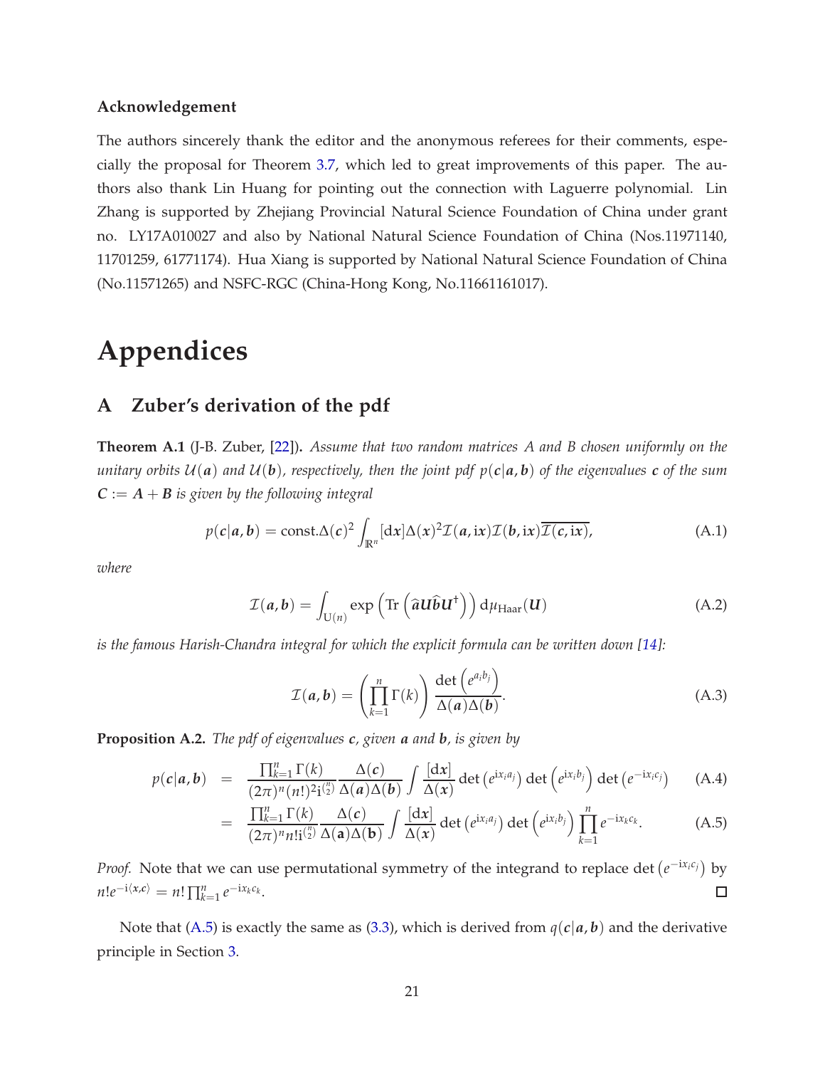### Acknowledgement

The authors sincerely thank the editor and the anonymous referees for their comments, especially the proposal for Theorem 3.7, which led to great improvements of this paper. The authors also thank Lin Huang for pointing out the connection with Laguerre polynomial. Lin Zhang is supported by Zhejiang Provincial Natural Science Foundation of China under grant no. LY17A010027 and also by National Natural Science Foundation of China (Nos.11971140, 11701259, 61771174). Hua Xiang is supported by National Natural Science Foundation of China (No.11571265) and NSFC-RGC (China-Hong Kong, No.11661161017).

# Appendices

## A Zuber's derivation of the pdf

**Theorem A.1** (J-B. Zuber, [22])**.** *Assume that two random matrices $A$ and $B$ chosen uniformly on the unitary orbits $\mathcal{U}(\boldsymbol{a})$ and $\mathcal{U}(\boldsymbol{b})$, respectively, then the joint pdf $p(\boldsymbol{c}|\boldsymbol{a},\boldsymbol{b})$ of the eigenvalues $\boldsymbol{c}$ of the sum $\boldsymbol{C} := \boldsymbol{A}+\boldsymbol{B}$ is given by the following integral*

$$p(\boldsymbol{c}|\boldsymbol{a},\boldsymbol{b}) = \text{const.}\Delta(\boldsymbol{c})^2\int_{\mathbb{R}^n}[\mathrm{d}\boldsymbol{x}]\Delta(\boldsymbol{x})^2\mathcal{I}(\boldsymbol{a},\mathrm{i}\boldsymbol{x})\mathcal{I}(\boldsymbol{b},\mathrm{i}\boldsymbol{x})\overline{\mathcal{I}(\boldsymbol{c},\mathrm{i}\boldsymbol{x})}, \tag{A.1}$$

*where*

$$\mathcal{I}(\boldsymbol{a},\boldsymbol{b}) = \int_{\mathrm{U}(n)}\exp\left(\mathrm{Tr}\left(\widehat{\boldsymbol{a}}\boldsymbol{U}\widehat{\boldsymbol{b}}\boldsymbol{U}^\dagger\right)\right)\mathrm{d}\mu_{\mathrm{Haar}}(\boldsymbol{U}) \tag{A.2}$$

*is the famous Harish-Chandra integral for which the explicit formula can be written down [14]:*

$$\mathcal{I}(\boldsymbol{a},\boldsymbol{b}) = \left(\prod_{k=1}^n\Gamma(k)\right)\frac{\det\left(e^{a_ib_j}\right)}{\Delta(\boldsymbol{a})\Delta(\boldsymbol{b})}. \tag{A.3}$$

**Proposition A.2.** *The pdf of eigenvalues $\boldsymbol{c}$, given $\boldsymbol{a}$ and $\boldsymbol{b}$, is given by*

$$\begin{aligned}
p(\boldsymbol{c}|\boldsymbol{a},\boldsymbol{b}) &= \frac{\prod_{k=1}^n\Gamma(k)}{(2\pi)^n(n!)^2\mathrm{i}^{\binom{n}{2}}}\frac{\Delta(\boldsymbol{c})}{\Delta(\boldsymbol{a})\Delta(\boldsymbol{b})}\int\frac{[\mathrm{d}\boldsymbol{x}]}{\Delta(\boldsymbol{x})}\det\left(e^{\mathrm{i}x_ia_j}\right)\det\left(e^{\mathrm{i}x_ib_j}\right)\det\left(e^{-\mathrm{i}x_ic_j}\right) &\text{(A.4)}\\
&= \frac{\prod_{k=1}^n\Gamma(k)}{(2\pi)^n n!\mathrm{i}^{\binom{n}{2}}}\frac{\Delta(\boldsymbol{c})}{\Delta(\mathbf{a})\Delta(\mathbf{b})}\int\frac{[\mathrm{d}\boldsymbol{x}]}{\Delta(\boldsymbol{x})}\det\left(e^{\mathrm{i}x_ia_j}\right)\det\left(e^{\mathrm{i}x_ib_j}\right)\prod_{k=1}^n e^{-\mathrm{i}x_kc_k}. &\text{(A.5)}
\end{aligned}$$

*Proof.* Note that we can use permutational symmetry of the integrand to replace $\det\left(e^{-\mathrm{i}x_ic_j}\right)$ by $n!e^{-\mathrm{i}\langle\boldsymbol{x},\boldsymbol{c}\rangle} = n!\prod_{k=1}^n e^{-\mathrm{i}x_kc_k}$. □

Note that (A.5) is exactly the same as (3.3), which is derived from $q(\boldsymbol{c}|\boldsymbol{a},\boldsymbol{b})$ and the derivative principle in Section 3.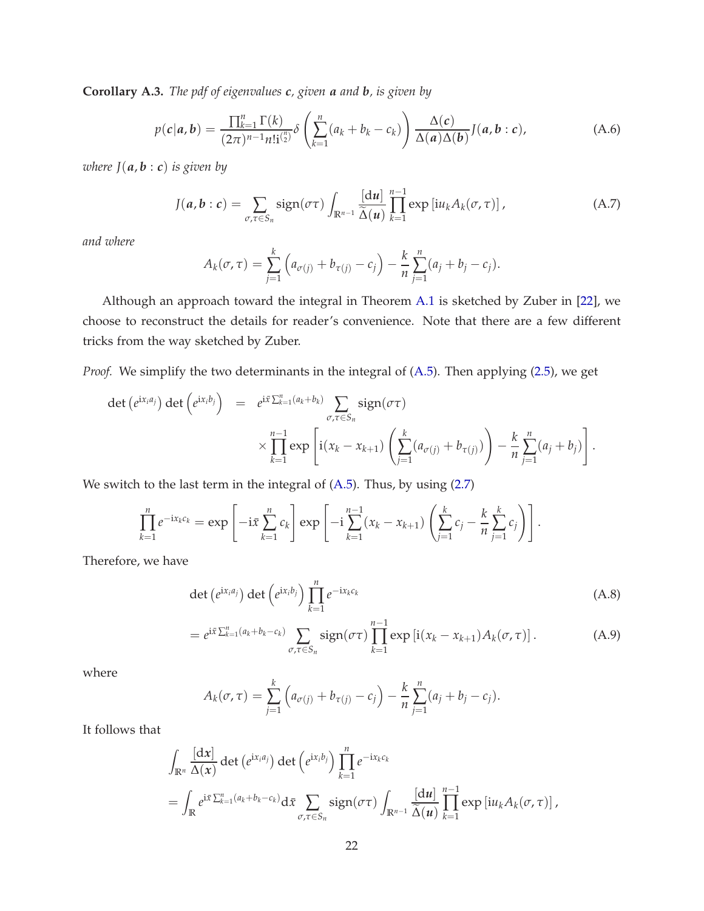**Corollary A.3.** *The pdf of eigenvalues $\boldsymbol{c}$, given $\boldsymbol{a}$ and $\boldsymbol{b}$, is given by*

$$p(\boldsymbol{c}|\boldsymbol{a},\boldsymbol{b}) = \frac{\prod_{k=1}^{n}\Gamma(k)}{(2\pi)^{n-1}n!\mathrm{i}^{\binom{n}{2}}}\delta\left(\sum_{k=1}^{n}(a_k+b_k-c_k)\right)\frac{\Delta(\boldsymbol{c})}{\Delta(\boldsymbol{a})\Delta(\boldsymbol{b})}J(\boldsymbol{a},\boldsymbol{b}:\boldsymbol{c}), \tag{A.6}$$

*where $J(\boldsymbol{a},\boldsymbol{b}:\boldsymbol{c})$ is given by*

$$J(\boldsymbol{a},\boldsymbol{b}:\boldsymbol{c}) = \sum_{\sigma,\tau\in S_n}\mathrm{sign}(\sigma\tau)\int_{\mathbb{R}^{n-1}}\frac{[\mathrm{d}\boldsymbol{u}]}{\widetilde{\Delta}(\boldsymbol{u})}\prod_{k=1}^{n-1}\exp\left[\mathrm{i}u_kA_k(\sigma,\tau)\right], \tag{A.7}$$

*and where*

$$A_k(\sigma,\tau) = \sum_{j=1}^{k}\left(a_{\sigma(j)}+b_{\tau(j)}-c_j\right)-\frac{k}{n}\sum_{j=1}^{n}(a_j+b_j-c_j).$$

Although an approach toward the integral in Theorem A.1 is sketched by Zuber in [22], we choose to reconstruct the details for reader's convenience. Note that there are a few different tricks from the way sketched by Zuber.

*Proof.* We simplify the two determinants in the integral of (A.5). Then applying (2.5), we get

$$\begin{aligned}\det\left(e^{\mathrm{i}x_ia_j}\right)\det\left(e^{\mathrm{i}x_ib_j}\right) &= e^{\mathrm{i}\bar{x}\sum_{k=1}^{n}(a_k+b_k)}\sum_{\sigma,\tau\in S_n}\mathrm{sign}(\sigma\tau)\\ &\quad\times\prod_{k=1}^{n-1}\exp\left[\mathrm{i}(x_k-x_{k+1})\left(\sum_{j=1}^{k}(a_{\sigma(j)}+b_{\tau(j)})\right)-\frac{k}{n}\sum_{j=1}^{n}(a_j+b_j)\right].\end{aligned}$$

We switch to the last term in the integral of (A.5). Thus, by using (2.7)

$$\prod_{k=1}^{n}e^{-\mathrm{i}x_kc_k} = \exp\left[-\mathrm{i}\bar{x}\sum_{k=1}^{n}c_k\right]\exp\left[-\mathrm{i}\sum_{k=1}^{n-1}(x_k-x_{k+1})\left(\sum_{j=1}^{k}c_j-\frac{k}{n}\sum_{j=1}^{k}c_j\right)\right].$$

Therefore, we have

$$\det\left(e^{\mathrm{i}x_ia_j}\right)\det\left(e^{\mathrm{i}x_ib_j}\right)\prod_{k=1}^{n}e^{-\mathrm{i}x_kc_k} \tag{A.8}$$

$$= e^{\mathrm{i}\bar{x}\sum_{k=1}^{n}(a_k+b_k-c_k)}\sum_{\sigma,\tau\in S_n}\mathrm{sign}(\sigma\tau)\prod_{k=1}^{n-1}\exp\left[\mathrm{i}(x_k-x_{k+1})A_k(\sigma,\tau)\right]. \tag{A.9}$$

where

$$A_k(\sigma,\tau) = \sum_{j=1}^{k}\left(a_{\sigma(j)}+b_{\tau(j)}-c_j\right)-\frac{k}{n}\sum_{j=1}^{n}(a_j+b_j-c_j).$$

It follows that

$$\begin{aligned}&\int_{\mathbb{R}^n}\frac{[\mathrm{d}\boldsymbol{x}]}{\Delta(\boldsymbol{x})}\det\left(e^{\mathrm{i}x_ia_j}\right)\det\left(e^{\mathrm{i}x_ib_j}\right)\prod_{k=1}^{n}e^{-\mathrm{i}x_kc_k}\\ &= \int_{\mathbb{R}}e^{\mathrm{i}\bar{x}\sum_{k=1}^{n}(a_k+b_k-c_k)}\mathrm{d}\bar{x}\sum_{\sigma,\tau\in S_n}\mathrm{sign}(\sigma\tau)\int_{\mathbb{R}^{n-1}}\frac{[\mathrm{d}\boldsymbol{u}]}{\widetilde{\Delta}(\boldsymbol{u})}\prod_{k=1}^{n-1}\exp\left[\mathrm{i}u_kA_k(\sigma,\tau)\right],\end{aligned}$$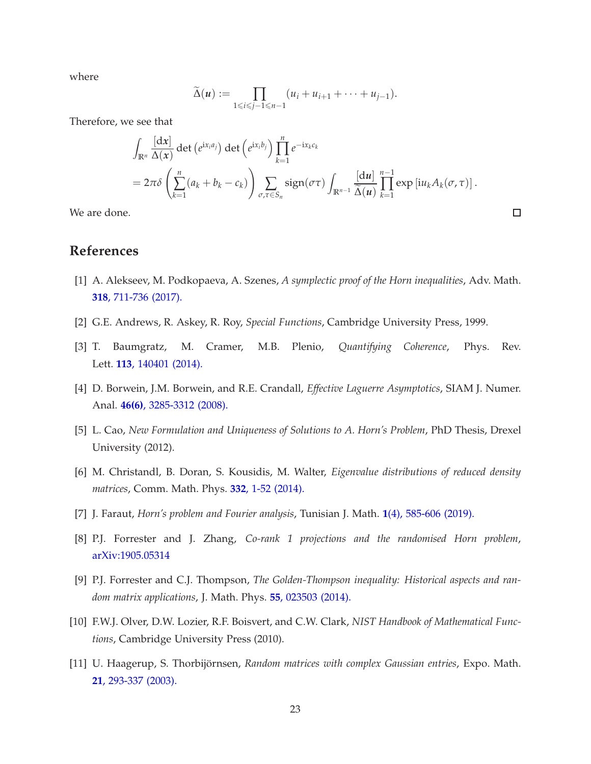where

$$\widetilde{\Delta}(\boldsymbol{u}) := \prod_{1\leqslant i\leqslant j-1\leqslant n-1} (u_i + u_{i+1} + \cdots + u_{j-1}).$$

Therefore, we see that

$$\begin{aligned}
&\int_{\mathbb{R}^n} \frac{[\mathrm{d}\boldsymbol{x}]}{\Delta(\boldsymbol{x})} \det\left(e^{\mathrm{i}x_i a_j}\right) \det\left(e^{\mathrm{i}x_i b_j}\right) \prod_{k=1}^n e^{-\mathrm{i}x_k c_k} \\
&= 2\pi\delta\left(\sum_{k=1}^n (a_k + b_k - c_k)\right) \sum_{\sigma,\tau\in S_n} \mathrm{sign}(\sigma\tau) \int_{\mathbb{R}^{n-1}} \frac{[\mathrm{d}\boldsymbol{u}]}{\widetilde{\Delta}(\boldsymbol{u})} \prod_{k=1}^{n-1} \exp\left[\mathrm{i}u_k A_k(\sigma,\tau)\right].
\end{aligned}$$

We are done. □

## References

[1] A. Alekseev, M. Podkopaeva, A. Szenes, *A symplectic proof of the Horn inequalities*, Adv. Math. **318**, 711-736 (2017).

[2] G.E. Andrews, R. Askey, R. Roy, *Special Functions*, Cambridge University Press, 1999.

[3] T. Baumgratz, M. Cramer, M.B. Plenio, *Quantifying Coherence*, Phys. Rev. Lett. **113**, 140401 (2014).

[4] D. Borwein, J.M. Borwein, and R.E. Crandall, *Effective Laguerre Asymptotics*, SIAM J. Numer. Anal. **46(6)**, 3285-3312 (2008).

[5] L. Cao, *New Formulation and Uniqueness of Solutions to A. Horn's Problem*, PhD Thesis, Drexel University (2012).

[6] M. Christandl, B. Doran, S. Kousidis, M. Walter, *Eigenvalue distributions of reduced density matrices*, Comm. Math. Phys. **332**, 1-52 (2014).

[7] J. Faraut, *Horn's problem and Fourier analysis*, Tunisian J. Math. **1**(4), 585-606 (2019).

[8] P.J. Forrester and J. Zhang, *Co-rank 1 projections and the randomised Horn problem*, arXiv:1905.05314

[9] P.J. Forrester and C.J. Thompson, *The Golden-Thompson inequality: Historical aspects and random matrix applications*, J. Math. Phys. **55**, 023503 (2014).

[10] F.W.J. Olver, D.W. Lozier, R.F. Boisvert, and C.W. Clark, *NIST Handbook of Mathematical Functions*, Cambridge University Press (2010).

[11] U. Haagerup, S. Thorbijörnsen, *Random matrices with complex Gaussian entries*, Expo. Math. **21**, 293-337 (2003).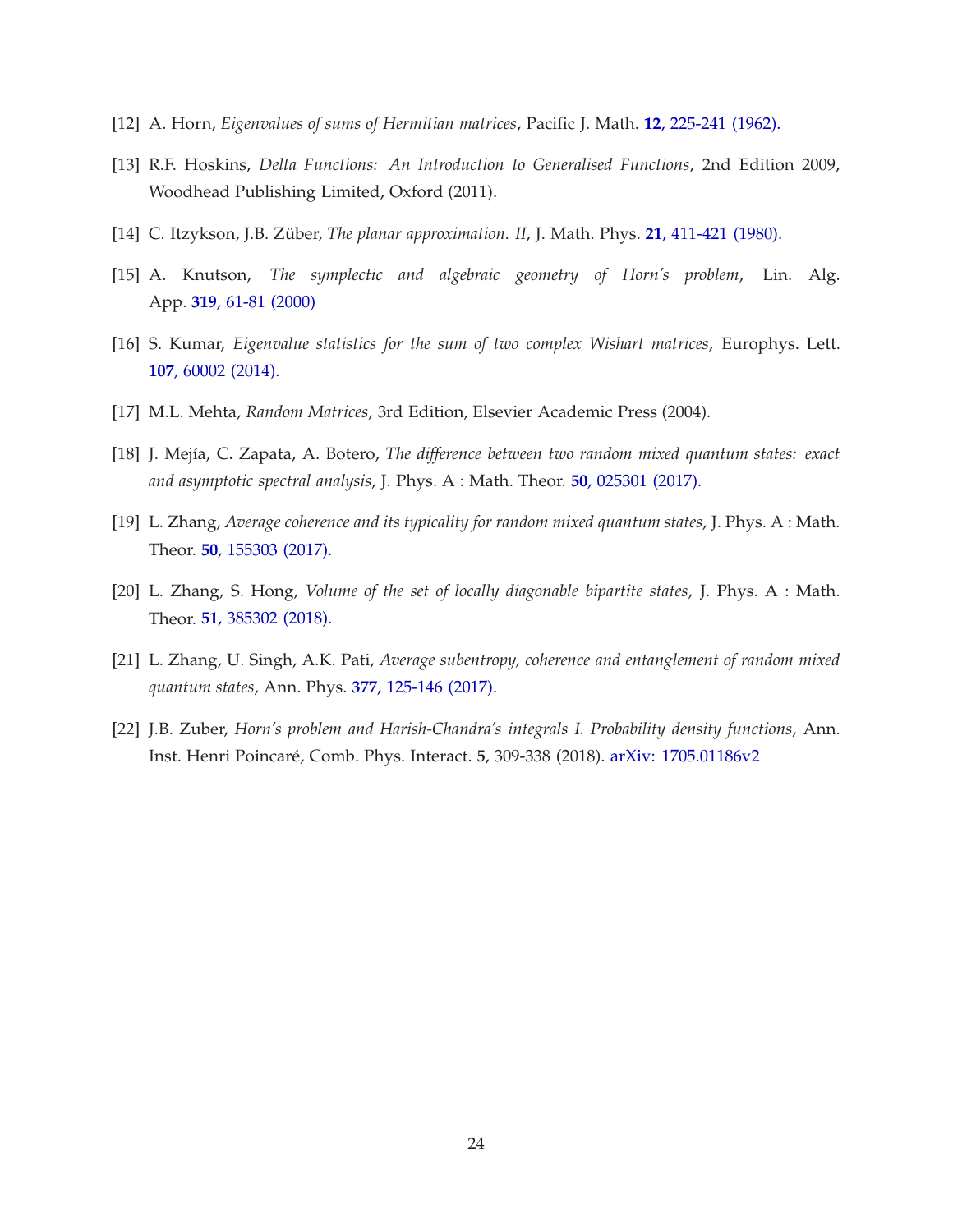[12] A. Horn, *Eigenvalues of sums of Hermitian matrices*, Pacific J. Math. **12**, 225-241 (1962).

[13] R.F. Hoskins, *Delta Functions: An Introduction to Generalised Functions*, 2nd Edition 2009, Woodhead Publishing Limited, Oxford (2011).

[14] C. Itzykson, J.B. Züber, *The planar approximation. II*, J. Math. Phys. **21**, 411-421 (1980).

[15] A. Knutson, *The symplectic and algebraic geometry of Horn's problem*, Lin. Alg. App. **319**, 61-81 (2000)

[16] S. Kumar, *Eigenvalue statistics for the sum of two complex Wishart matrices*, Europhys. Lett. **107**, 60002 (2014).

[17] M.L. Mehta, *Random Matrices*, 3rd Edition, Elsevier Academic Press (2004).

[18] J. Mejía, C. Zapata, A. Botero, *The difference between two random mixed quantum states: exact and asymptotic spectral analysis*, J. Phys. A : Math. Theor. **50**, 025301 (2017).

[19] L. Zhang, *Average coherence and its typicality for random mixed quantum states*, J. Phys. A : Math. Theor. **50**, 155303 (2017).

[20] L. Zhang, S. Hong, *Volume of the set of locally diagonable bipartite states*, J. Phys. A : Math. Theor. **51**, 385302 (2018).

[21] L. Zhang, U. Singh, A.K. Pati, *Average subentropy, coherence and entanglement of random mixed quantum states*, Ann. Phys. **377**, 125-146 (2017).

[22] J.B. Zuber, *Horn's problem and Harish-Chandra's integrals I. Probability density functions*, Ann. Inst. Henri Poincaré, Comb. Phys. Interact. **5**, 309-338 (2018). arXiv: 1705.01186v2